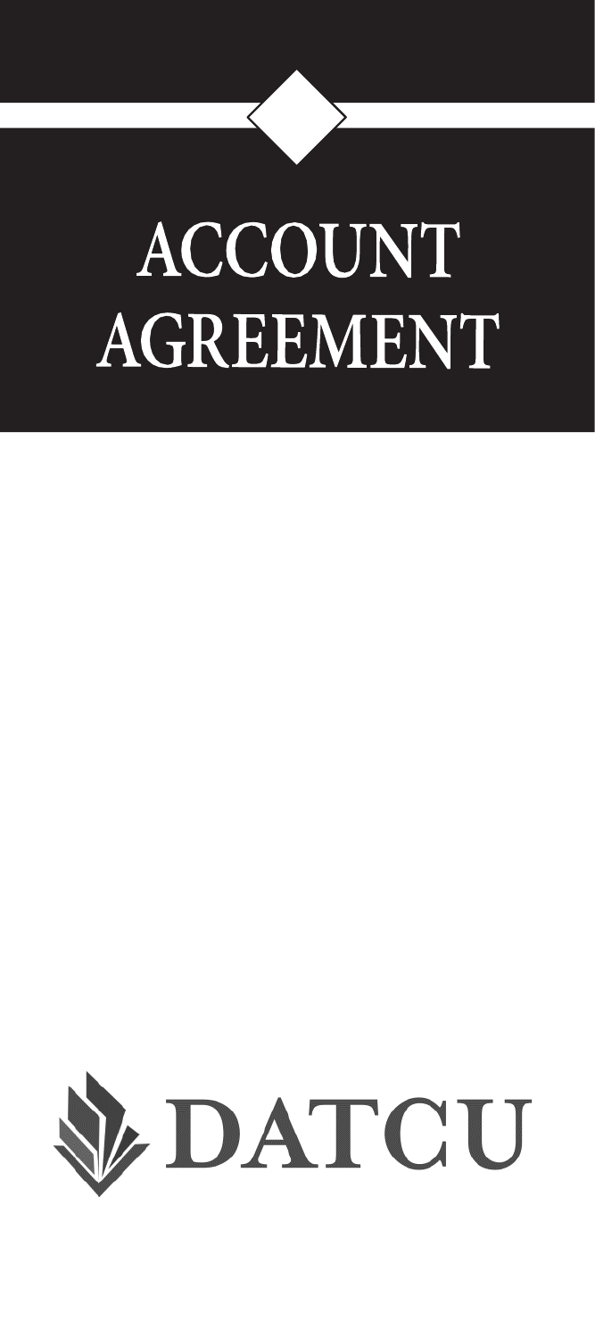# ACCOUNT AGREEMENT

DATCU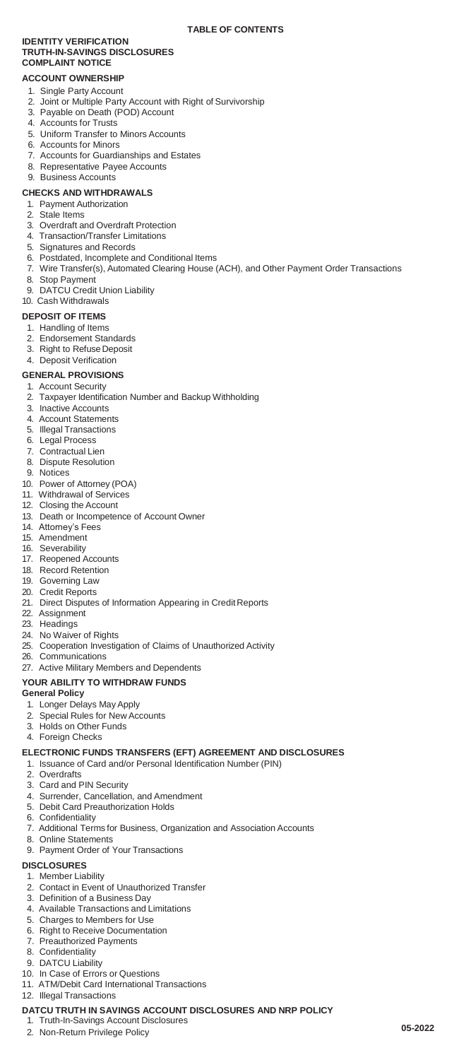# TABLE OF CONTENTS

**IDENTITY VERIFICATION**
**TRUTH-IN-SAVINGS DISCLOSURES**
**COMPLAINT NOTICE**

## ACCOUNT OWNERSHIP

1. Single Party Account
2. Joint or Multiple Party Account with Right of Survivorship
3. Payable on Death (POD) Account
4. Accounts for Trusts
5. Uniform Transfer to Minors Accounts
6. Accounts for Minors
7. Accounts for Guardianships and Estates
8. Representative Payee Accounts
9. Business Accounts

## CHECKS AND WITHDRAWALS

1. Payment Authorization
2. Stale Items
3. Overdraft and Overdraft Protection
4. Transaction/Transfer Limitations
5. Signatures and Records
6. Postdated, Incomplete and Conditional Items
7. Wire Transfer(s), Automated Clearing House (ACH), and Other Payment Order Transactions
8. Stop Payment
9. DATCU Credit Union Liability
10. Cash Withdrawals

## DEPOSIT OF ITEMS

1. Handling of Items
2. Endorsement Standards
3. Right to Refuse Deposit
4. Deposit Verification

## GENERAL PROVISIONS

1. Account Security
2. Taxpayer Identification Number and Backup Withholding
3. Inactive Accounts
4. Account Statements
5. Illegal Transactions
6. Legal Process
7. Contractual Lien
8. Dispute Resolution
9. Notices
10. Power of Attorney (POA)
11. Withdrawal of Services
12. Closing the Account
13. Death or Incompetence of Account Owner
14. Attorney's Fees
15. Amendment
16. Severability
17. Reopened Accounts
18. Record Retention
19. Governing Law
20. Credit Reports
21. Direct Disputes of Information Appearing in Credit Reports
22. Assignment
23. Headings
24. No Waiver of Rights
25. Cooperation Investigation of Claims of Unauthorized Activity
26. Communications
27. Active Military Members and Dependents

## YOUR ABILITY TO WITHDRAW FUNDS

**General Policy**

1. Longer Delays May Apply
2. Special Rules for New Accounts
3. Holds on Other Funds
4. Foreign Checks

## ELECTRONIC FUNDS TRANSFERS (EFT) AGREEMENT AND DISCLOSURES

1. Issuance of Card and/or Personal Identification Number (PIN)
2. Overdrafts
3. Card and PIN Security
4. Surrender, Cancellation, and Amendment
5. Debit Card Preauthorization Holds
6. Confidentiality
7. Additional Terms for Business, Organization and Association Accounts
8. Online Statements
9. Payment Order of Your Transactions

## DISCLOSURES

1. Member Liability
2. Contact in Event of Unauthorized Transfer
3. Definition of a Business Day
4. Available Transactions and Limitations
5. Charges to Members for Use
6. Right to Receive Documentation
7. Preauthorized Payments
8. Confidentiality
9. DATCU Liability
10. In Case of Errors or Questions
11. ATM/Debit Card International Transactions
12. Illegal Transactions

## DATCU TRUTH IN SAVINGS ACCOUNT DISCLOSURES AND NRP POLICY

1. Truth-In-Savings Account Disclosures
2. Non-Return Privilege Policy

05-2022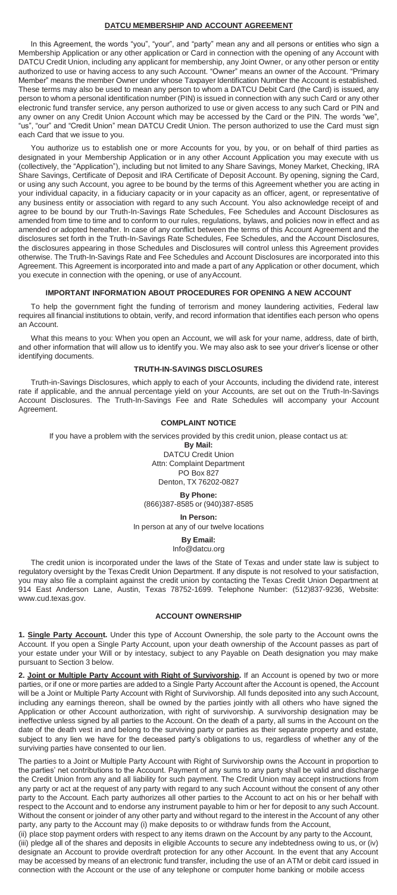## DATCU MEMBERSHIP AND ACCOUNT AGREEMENT

In this Agreement, the words "you", "your", and "party" mean any and all persons or entities who sign a Membership Application or any other application or Card in connection with the opening of any Account with DATCU Credit Union, including any applicant for membership, any Joint Owner, or any other person or entity authorized to use or having access to any such Account. "Owner" means an owner of the Account. "Primary Member" means the member Owner under whose Taxpayer Identification Number the Account is established. These terms may also be used to mean any person to whom a DATCU Debit Card (the Card) is issued, any person to whom a personal identification number (PIN) is issued in connection with any such Card or any other electronic fund transfer service, any person authorized to use or given access to any such Card or PIN and any owner on any Credit Union Account which may be accessed by the Card or the PIN. The words "we", "us", "our" and "Credit Union" mean DATCU Credit Union. The person authorized to use the Card must sign each Card that we issue to you.

You authorize us to establish one or more Accounts for you, by you, or on behalf of third parties as designated in your Membership Application or in any other Account Application you may execute with us (collectively, the "Application"), including but not limited to any Share Savings, Money Market, Checking, IRA Share Savings, Certificate of Deposit and IRA Certificate of Deposit Account. By opening, signing the Card, or using any such Account, you agree to be bound by the terms of this Agreement whether you are acting in your individual capacity, in a fiduciary capacity or in your capacity as an officer, agent, or representative of any business entity or association with regard to any such Account. You also acknowledge receipt of and agree to be bound by our Truth-In-Savings Rate Schedules, Fee Schedules and Account Disclosures as amended from time to time and to conform to our rules, regulations, bylaws, and policies now in effect and as amended or adopted hereafter. In case of any conflict between the terms of this Account Agreement and the disclosures set forth in the Truth-In-Savings Rate Schedules, Fee Schedules, and the Account Disclosures, the disclosures appearing in those Schedules and Disclosures will control unless this Agreement provides otherwise. The Truth-In-Savings Rate and Fee Schedules and Account Disclosures are incorporated into this Agreement. This Agreement is incorporated into and made a part of any Application or other document, which you execute in connection with the opening, or use of any Account.

### IMPORTANT INFORMATION ABOUT PROCEDURES FOR OPENING A NEW ACCOUNT

To help the government fight the funding of terrorism and money laundering activities, Federal law requires all financial institutions to obtain, verify, and record information that identifies each person who opens an Account.

What this means to you: When you open an Account, we will ask for your name, address, date of birth, and other information that will allow us to identify you. We may also ask to see your driver's license or other identifying documents.

### TRUTH-IN-SAVINGS DISCLOSURES

Truth-in-Savings Disclosures, which apply to each of your Accounts, including the dividend rate, interest rate if applicable, and the annual percentage yield on your Accounts, are set out on the Truth-In-Savings Account Disclosures. The Truth-In-Savings Fee and Rate Schedules will accompany your Account Agreement.

### COMPLAINT NOTICE

If you have a problem with the services provided by this credit union, please contact us at:

**By Mail:**
DATCU Credit Union
Attn: Complaint Department
PO Box 827
Denton, TX 76202-0827

**By Phone:**
(866)387-8585 or (940)387-8585

**In Person:**
In person at any of our twelve locations

**By Email:**
Info@datcu.org

The credit union is incorporated under the laws of the State of Texas and under state law is subject to regulatory oversight by the Texas Credit Union Department. If any dispute is not resolved to your satisfaction, you may also file a complaint against the credit union by contacting the Texas Credit Union Department at 914 East Anderson Lane, Austin, Texas 78752-1699. Telephone Number: (512)837-9236, Website: www.cud.texas.gov.

### ACCOUNT OWNERSHIP

**1. Single Party Account.** Under this type of Account Ownership, the sole party to the Account owns the Account. If you open a Single Party Account, upon your death ownership of the Account passes as part of your estate under your Will or by intestacy, subject to any Payable on Death designation you may make pursuant to Section 3 below.

**2. Joint or Multiple Party Account with Right of Survivorship.** If an Account is opened by two or more parties, or if one or more parties are added to a Single Party Account after the Account is opened, the Account will be a Joint or Multiple Party Account with Right of Survivorship. All funds deposited into any such Account, including any earnings thereon, shall be owned by the parties jointly with all others who have signed the Application or other Account authorization, with right of survivorship. A survivorship designation may be ineffective unless signed by all parties to the Account. On the death of a party, all sums in the Account on the date of the death vest in and belong to the surviving party or parties as their separate property and estate, subject to any lien we have for the deceased party's obligations to us, regardless of whether any of the surviving parties have consented to our lien.

The parties to a Joint or Multiple Party Account with Right of Survivorship owns the Account in proportion to the parties' net contributions to the Account. Payment of any sums to any party shall be valid and discharge the Credit Union from any and all liability for such payment. The Credit Union may accept instructions from any party or act at the request of any party with regard to any such Account without the consent of any other party to the Account. Each party authorizes all other parties to the Account to act on his or her behalf with respect to the Account and to endorse any instrument payable to him or her for deposit to any such Account. Without the consent or joinder of any other party and without regard to the interest in the Account of any other party, any party to the Account may (i) make deposits to or withdraw funds from the Account,
(ii) place stop payment orders with respect to any items drawn on the Account by any party to the Account,
(iii) pledge all of the shares and deposits in eligible Accounts to secure any indebtedness owing to us, or (iv) designate an Account to provide overdraft protection for any other Account. In the event that any Account may be accessed by means of an electronic fund transfer, including the use of an ATM or debit card issued in connection with the Account or the use of any telephone or computer home banking or mobile access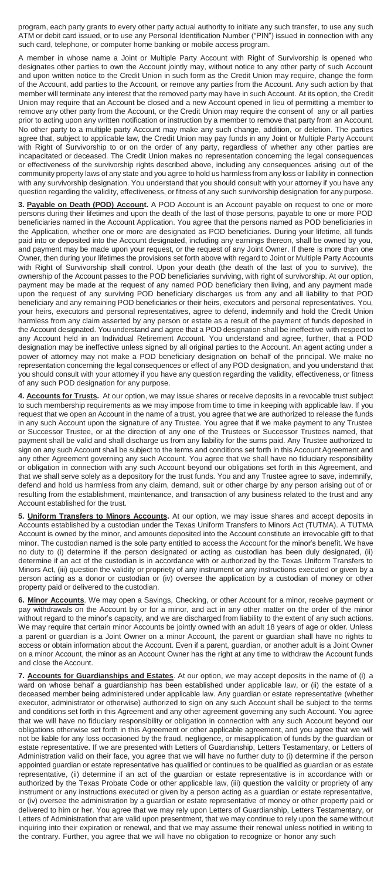program, each party grants to every other party actual authority to initiate any such transfer, to use any such ATM or debit card issued, or to use any Personal Identification Number ("PIN") issued in connection with any such card, telephone, or computer home banking or mobile access program.

A member in whose name a Joint or Multiple Party Account with Right of Survivorship is opened who designates other parties to own the Account jointly may, without notice to any other party of such Account and upon written notice to the Credit Union in such form as the Credit Union may require, change the form of the Account, add parties to the Account, or remove any parties from the Account. Any such action by that member will terminate any interest that the removed party may have in such Account. At its option, the Credit Union may require that an Account be closed and a new Account opened in lieu of permitting a member to remove any other party from the Account, or the Credit Union may require the consent of any or all parties prior to acting upon any written notification or instruction by a member to remove that party from an Account. No other party to a multiple party Account may make any such change, addition, or deletion. The parties agree that, subject to applicable law, the Credit Union may pay funds in any Joint or Multiple Party Account with Right of Survivorship to or on the order of any party, regardless of whether any other parties are incapacitated or deceased. The Credit Union makes no representation concerning the legal consequences or effectiveness of the survivorship rights described above, including any consequences arising out of the community property laws of any state and you agree to hold us harmless from any loss or liability in connection with any survivorship designation. You understand that you should consult with your attorney if you have any question regarding the validity, effectiveness, or fitness of any such survivorship designation for any purpose.

**3. Payable on Death (POD) Account.** A POD Account is an Account payable on request to one or more persons during their lifetimes and upon the death of the last of those persons, payable to one or more POD beneficiaries named in the Account Application. You agree that the persons named as POD beneficiaries in the Application, whether one or more are designated as POD beneficiaries. During your lifetime, all funds paid into or deposited into the Account designated, including any earnings thereon, shall be owned by you, and payment may be made upon your request, or the request of any Joint Owner. If there is more than one Owner, then during your lifetimes the provisions set forth above with regard to Joint or Multiple Party Accounts with Right of Survivorship shall control. Upon your death (the death of the last of you to survive), the ownership of the Account passes to the POD beneficiaries surviving, with right of survivorship. At our option, payment may be made at the request of any named POD beneficiary then living, and any payment made upon the request of any surviving POD beneficiary discharges us from any and all liability to that POD beneficiary and any remaining POD beneficiaries or their heirs, executors and personal representatives. You, your heirs, executors and personal representatives, agree to defend, indemnify and hold the Credit Union harmless from any claim asserted by any person or estate as a result of the payment of funds deposited in the Account designated. You understand and agree that a POD designation shall be ineffective with respect to any Account held in an Individual Retirement Account. You understand and agree, further, that a POD designation may be ineffective unless signed by all original parties to the Account. An agent acting under a power of attorney may not make a POD beneficiary designation on behalf of the principal. We make no representation concerning the legal consequences or effect of any POD designation, and you understand that you should consult with your attorney if you have any question regarding the validity, effectiveness, or fitness of any such POD designation for any purpose.

**4. Accounts for Trusts.** At our option, we may issue shares or receive deposits in a revocable trust subject to such membership requirements as we may impose from time to time in keeping with applicable law. If you request that we open an Account in the name of a trust, you agree that we are authorized to release the funds in any such Account upon the signature of any Trustee. You agree that if we make payment to any Trustee or Successor Trustee, or at the direction of any one of the Trustees or Successor Trustees named, that payment shall be valid and shall discharge us from any liability for the sums paid. Any Trustee authorized to sign on any such Account shall be subject to the terms and conditions set forth in this Account Agreement and any other Agreement governing any such Account. You agree that we shall have no fiduciary responsibility or obligation in connection with any such Account beyond our obligations set forth in this Agreement, and that we shall serve solely as a depository for the trust funds. You and any Trustee agree to save, indemnify, defend and hold us harmless from any claim, demand, suit or other charge by any person arising out of or resulting from the establishment, maintenance, and transaction of any business related to the trust and any Account established for the trust.

**5. Uniform Transfers to Minors Accounts.** At our option, we may issue shares and accept deposits in Accounts established by a custodian under the Texas Uniform Transfers to Minors Act (TUTMA). A TUTMA Account is owned by the minor, and amounts deposited into the Account constitute an irrevocable gift to that minor. The custodian named is the sole party entitled to access the Account for the minor's benefit. We have no duty to (i) determine if the person designated or acting as custodian has been duly designated, (ii) determine if an act of the custodian is in accordance with or authorized by the Texas Uniform Transfers to Minors Act, (iii) question the validity or propriety of any instrument or any instructions executed or given by a person acting as a donor or custodian or (iv) oversee the application by a custodian of money or other property paid or delivered to the custodian.

**6. Minor Accounts**. We may open a Savings, Checking, or other Account for a minor, receive payment or pay withdrawals on the Account by or for a minor, and act in any other matter on the order of the minor without regard to the minor's capacity, and we are discharged from liability to the extent of any such actions. We may require that certain minor Accounts be jointly owned with an adult 18 years of age or older. Unless a parent or guardian is a Joint Owner on a minor Account, the parent or guardian shall have no rights to access or obtain information about the Account. Even if a parent, guardian, or another adult is a Joint Owner on a minor Account, the minor as an Account Owner has the right at any time to withdraw the Account funds and close the Account.

**7. Accounts for Guardianships and Estates**. At our option, we may accept deposits in the name of (i) a ward on whose behalf a guardianship has been established under applicable law, or (ii) the estate of a deceased member being administered under applicable law. Any guardian or estate representative (whether executor, administrator or otherwise) authorized to sign on any such Account shall be subject to the terms and conditions set forth in this Agreement and any other agreement governing any such Account. You agree that we will have no fiduciary responsibility or obligation in connection with any such Account beyond our obligations otherwise set forth in this Agreement or other applicable agreement, and you agree that we will not be liable for any loss occasioned by the fraud, negligence, or misapplication of funds by the guardian or estate representative. If we are presented with Letters of Guardianship, Letters Testamentary, or Letters of Administration valid on their face, you agree that we will have no further duty to (i) determine if the person appointed guardian or estate representative has qualified or continues to be qualified as guardian or as estate representative, (ii) determine if an act of the guardian or estate representative is in accordance with or authorized by the Texas Probate Code or other applicable law, (iii) question the validity or propriety of any instrument or any instructions executed or given by a person acting as a guardian or estate representative, or (iv) oversee the administration by a guardian or estate representative of money or other property paid or delivered to him or her. You agree that we may rely upon Letters of Guardianship, Letters Testamentary, or Letters of Administration that are valid upon presentment, that we may continue to rely upon the same without inquiring into their expiration or renewal, and that we may assume their renewal unless notified in writing to the contrary. Further, you agree that we will have no obligation to recognize or honor any such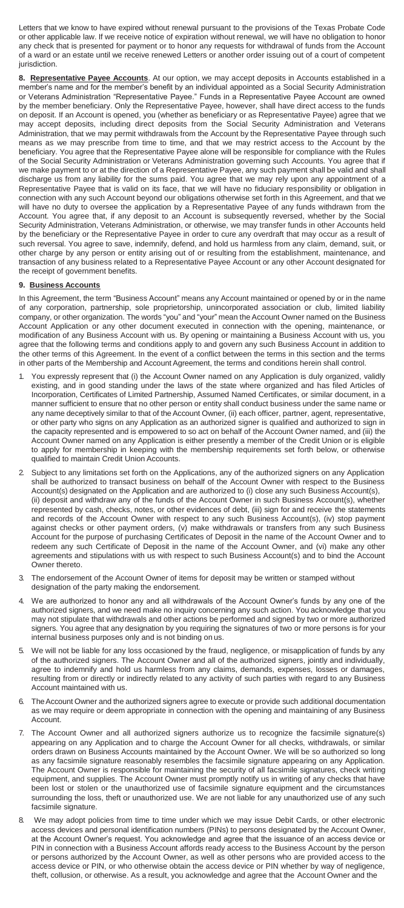Letters that we know to have expired without renewal pursuant to the provisions of the Texas Probate Code or other applicable law. If we receive notice of expiration without renewal, we will have no obligation to honor any check that is presented for payment or to honor any requests for withdrawal of funds from the Account of a ward or an estate until we receive renewed Letters or another order issuing out of a court of competent jurisdiction.

**8. Representative Payee Accounts**. At our option, we may accept deposits in Accounts established in a member's name and for the member's benefit by an individual appointed as a Social Security Administration or Veterans Administration "Representative Payee." Funds in a Representative Payee Account are owned by the member beneficiary. Only the Representative Payee, however, shall have direct access to the funds on deposit. If an Account is opened, you (whether as beneficiary or as Representative Payee) agree that we may accept deposits, including direct deposits from the Social Security Administration and Veterans Administration, that we may permit withdrawals from the Account by the Representative Payee through such means as we may prescribe from time to time, and that we may restrict access to the Account by the beneficiary. You agree that the Representative Payee alone will be responsible for compliance with the Rules of the Social Security Administration or Veterans Administration governing such Accounts. You agree that if we make payment to or at the direction of a Representative Payee, any such payment shall be valid and shall discharge us from any liability for the sums paid. You agree that we may rely upon any appointment of a Representative Payee that is valid on its face, that we will have no fiduciary responsibility or obligation in connection with any such Account beyond our obligations otherwise set forth in this Agreement, and that we will have no duty to oversee the application by a Representative Payee of any funds withdrawn from the Account. You agree that, if any deposit to an Account is subsequently reversed, whether by the Social Security Administration, Veterans Administration, or otherwise, we may transfer funds in other Accounts held by the beneficiary or the Representative Payee in order to cure any overdraft that may occur as a result of such reversal. You agree to save, indemnify, defend, and hold us harmless from any claim, demand, suit, or other charge by any person or entity arising out of or resulting from the establishment, maintenance, and transaction of any business related to a Representative Payee Account or any other Account designated for the receipt of government benefits.

**9. Business Accounts**

In this Agreement, the term "Business Account" means any Account maintained or opened by or in the name of any corporation, partnership, sole proprietorship, unincorporated association or club, limited liability company, or other organization. The words "you" and "your" mean the Account Owner named on the Business Account Application or any other document executed in connection with the opening, maintenance, or modification of any Business Account with us. By opening or maintaining a Business Account with us, you agree that the following terms and conditions apply to and govern any such Business Account in addition to the other terms of this Agreement. In the event of a conflict between the terms in this section and the terms in other parts of the Membership and Account Agreement, the terms and conditions herein shall control.

1. You expressly represent that (i) the Account Owner named on any Application is duly organized, validly existing, and in good standing under the laws of the state where organized and has filed Articles of Incorporation, Certificates of Limited Partnership, Assumed Named Certificates, or similar document, in a manner sufficient to ensure that no other person or entity shall conduct business under the same name or any name deceptively similar to that of the Account Owner, (ii) each officer, partner, agent, representative, or other party who signs on any Application as an authorized signer is qualified and authorized to sign in the capacity represented and is empowered to so act on behalf of the Account Owner named, and (iii) the Account Owner named on any Application is either presently a member of the Credit Union or is eligible to apply for membership in keeping with the membership requirements set forth below, or otherwise qualified to maintain Credit Union Accounts.
2. Subject to any limitations set forth on the Applications, any of the authorized signers on any Application shall be authorized to transact business on behalf of the Account Owner with respect to the Business Account(s) designated on the Application and are authorized to (i) close any such Business Account(s), (ii) deposit and withdraw any of the funds of the Account Owner in such Business Account(s), whether represented by cash, checks, notes, or other evidences of debt, (iii) sign for and receive the statements and records of the Account Owner with respect to any such Business Account(s), (iv) stop payment against checks or other payment orders, (v) make withdrawals or transfers from any such Business Account for the purpose of purchasing Certificates of Deposit in the name of the Account Owner and to redeem any such Certificate of Deposit in the name of the Account Owner, and (vi) make any other agreements and stipulations with us with respect to such Business Account(s) and to bind the Account Owner thereto.
3. The endorsement of the Account Owner of items for deposit may be written or stamped without designation of the party making the endorsement.
4. We are authorized to honor any and all withdrawals of the Account Owner's funds by any one of the authorized signers, and we need make no inquiry concerning any such action. You acknowledge that you may not stipulate that withdrawals and other actions be performed and signed by two or more authorized signers. You agree that any designation by you requiring the signatures of two or more persons is for your internal business purposes only and is not binding on us.
5. We will not be liable for any loss occasioned by the fraud, negligence, or misapplication of funds by any of the authorized signers. The Account Owner and all of the authorized signers, jointly and individually, agree to indemnify and hold us harmless from any claims, demands, expenses, losses or damages, resulting from or directly or indirectly related to any activity of such parties with regard to any Business Account maintained with us.
6. The Account Owner and the authorized signers agree to execute or provide such additional documentation as we may require or deem appropriate in connection with the opening and maintaining of any Business Account.
7. The Account Owner and all authorized signers authorize us to recognize the facsimile signature(s) appearing on any Application and to charge the Account Owner for all checks, withdrawals, or similar orders drawn on Business Accounts maintained by the Account Owner. We will be so authorized so long as any facsimile signature reasonably resembles the facsimile signature appearing on any Application. The Account Owner is responsible for maintaining the security of all facsimile signatures, check writing equipment, and supplies. The Account Owner must promptly notify us in writing of any checks that have been lost or stolen or the unauthorized use of facsimile signature equipment and the circumstances surrounding the loss, theft or unauthorized use. We are not liable for any unauthorized use of any such facsimile signature.
8. We may adopt policies from time to time under which we may issue Debit Cards, or other electronic access devices and personal identification numbers (PINs) to persons designated by the Account Owner, at the Account Owner's request. You acknowledge and agree that the issuance of an access device or PIN in connection with a Business Account affords ready access to the Business Account by the person or persons authorized by the Account Owner, as well as other persons who are provided access to the access device or PIN, or who otherwise obtain the access device or PIN whether by way of negligence, theft, collusion, or otherwise. As a result, you acknowledge and agree that the Account Owner and the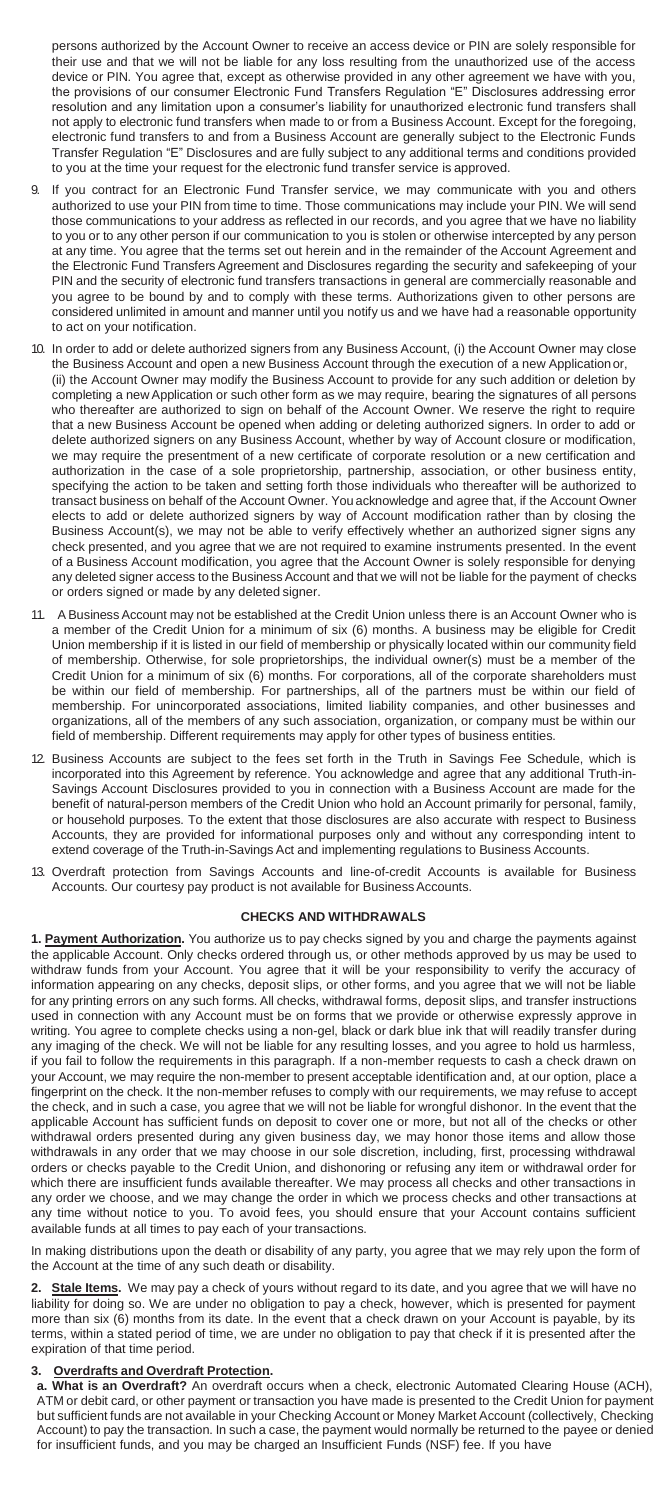persons authorized by the Account Owner to receive an access device or PIN are solely responsible for their use and that we will not be liable for any loss resulting from the unauthorized use of the access device or PIN. You agree that, except as otherwise provided in any other agreement we have with you, the provisions of our consumer Electronic Fund Transfers Regulation "E" Disclosures addressing error resolution and any limitation upon a consumer's liability for unauthorized electronic fund transfers shall not apply to electronic fund transfers when made to or from a Business Account. Except for the foregoing, electronic fund transfers to and from a Business Account are generally subject to the Electronic Funds Transfer Regulation "E" Disclosures and are fully subject to any additional terms and conditions provided to you at the time your request for the electronic fund transfer service is approved.

9. If you contract for an Electronic Fund Transfer service, we may communicate with you and others authorized to use your PIN from time to time. Those communications may include your PIN. We will send those communications to your address as reflected in our records, and you agree that we have no liability to you or to any other person if our communication to you is stolen or otherwise intercepted by any person at any time. You agree that the terms set out herein and in the remainder of the Account Agreement and the Electronic Fund Transfers Agreement and Disclosures regarding the security and safekeeping of your PIN and the security of electronic fund transfers transactions in general are commercially reasonable and you agree to be bound by and to comply with these terms. Authorizations given to other persons are considered unlimited in amount and manner until you notify us and we have had a reasonable opportunity to act on your notification.

10. In order to add or delete authorized signers from any Business Account, (i) the Account Owner may close the Business Account and open a new Business Account through the execution of a new Application or, (ii) the Account Owner may modify the Business Account to provide for any such addition or deletion by completing a new Application or such other form as we may require, bearing the signatures of all persons who thereafter are authorized to sign on behalf of the Account Owner. We reserve the right to require that a new Business Account be opened when adding or deleting authorized signers. In order to add or delete authorized signers on any Business Account, whether by way of Account closure or modification, we may require the presentment of a new certificate of corporate resolution or a new certification and authorization in the case of a sole proprietorship, partnership, association, or other business entity, specifying the action to be taken and setting forth those individuals who thereafter will be authorized to transact business on behalf of the Account Owner. You acknowledge and agree that, if the Account Owner elects to add or delete authorized signers by way of Account modification rather than by closing the Business Account(s), we may not be able to verify effectively whether an authorized signer signs any check presented, and you agree that we are not required to examine instruments presented. In the event of a Business Account modification, you agree that the Account Owner is solely responsible for denying any deleted signer access to the Business Account and that we will not be liable for the payment of checks or orders signed or made by any deleted signer.

11. A Business Account may not be established at the Credit Union unless there is an Account Owner who is a member of the Credit Union for a minimum of six (6) months. A business may be eligible for Credit Union membership if it is listed in our field of membership or physically located within our community field of membership. Otherwise, for sole proprietorships, the individual owner(s) must be a member of the Credit Union for a minimum of six (6) months. For corporations, all of the corporate shareholders must be within our field of membership. For partnerships, all of the partners must be within our field of membership. For unincorporated associations, limited liability companies, and other businesses and organizations, all of the members of any such association, organization, or company must be within our field of membership. Different requirements may apply for other types of business entities.

12. Business Accounts are subject to the fees set forth in the Truth in Savings Fee Schedule, which is incorporated into this Agreement by reference. You acknowledge and agree that any additional Truth-in-Savings Account Disclosures provided to you in connection with a Business Account are made for the benefit of natural-person members of the Credit Union who hold an Account primarily for personal, family, or household purposes. To the extent that those disclosures are also accurate with respect to Business Accounts, they are provided for informational purposes only and without any corresponding intent to extend coverage of the Truth-in-Savings Act and implementing regulations to Business Accounts.

13. Overdraft protection from Savings Accounts and line-of-credit Accounts is available for Business Accounts. Our courtesy pay product is not available for Business Accounts.

## CHECKS AND WITHDRAWALS

**1. Payment Authorization.** You authorize us to pay checks signed by you and charge the payments against the applicable Account. Only checks ordered through us, or other methods approved by us may be used to withdraw funds from your Account. You agree that it will be your responsibility to verify the accuracy of information appearing on any checks, deposit slips, or other forms, and you agree that we will not be liable for any printing errors on any such forms. All checks, withdrawal forms, deposit slips, and transfer instructions used in connection with any Account must be on forms that we provide or otherwise expressly approve in writing. You agree to complete checks using a non-gel, black or dark blue ink that will readily transfer during any imaging of the check. We will not be liable for any resulting losses, and you agree to hold us harmless, if you fail to follow the requirements in this paragraph. If a non-member requests to cash a check drawn on your Account, we may require the non-member to present acceptable identification and, at our option, place a fingerprint on the check. It the non-member refuses to comply with our requirements, we may refuse to accept the check, and in such a case, you agree that we will not be liable for wrongful dishonor. In the event that the applicable Account has sufficient funds on deposit to cover one or more, but not all of the checks or other withdrawal orders presented during any given business day, we may honor those items and allow those withdrawals in any order that we may choose in our sole discretion, including, first, processing withdrawal orders or checks payable to the Credit Union, and dishonoring or refusing any item or withdrawal order for which there are insufficient funds available thereafter. We may process all checks and other transactions in any order we choose, and we may change the order in which we process checks and other transactions at any time without notice to you. To avoid fees, you should ensure that your Account contains sufficient available funds at all times to pay each of your transactions.

In making distributions upon the death or disability of any party, you agree that we may rely upon the form of the Account at the time of any such death or disability.

**2. Stale Items.** We may pay a check of yours without regard to its date, and you agree that we will have no liability for doing so. We are under no obligation to pay a check, however, which is presented for payment more than six (6) months from its date. In the event that a check drawn on your Account is payable, by its terms, within a stated period of time, we are under no obligation to pay that check if it is presented after the expiration of that time period.

**3. Overdrafts and Overdraft Protection.**

**a. What is an Overdraft?** An overdraft occurs when a check, electronic Automated Clearing House (ACH), ATM or debit card, or other payment or transaction you have made is presented to the Credit Union for payment but sufficient funds are not available in your Checking Account or Money Market Account (collectively, Checking Account) to pay the transaction. In such a case, the payment would normally be returned to the payee or denied for insufficient funds, and you may be charged an Insufficient Funds (NSF) fee. If you have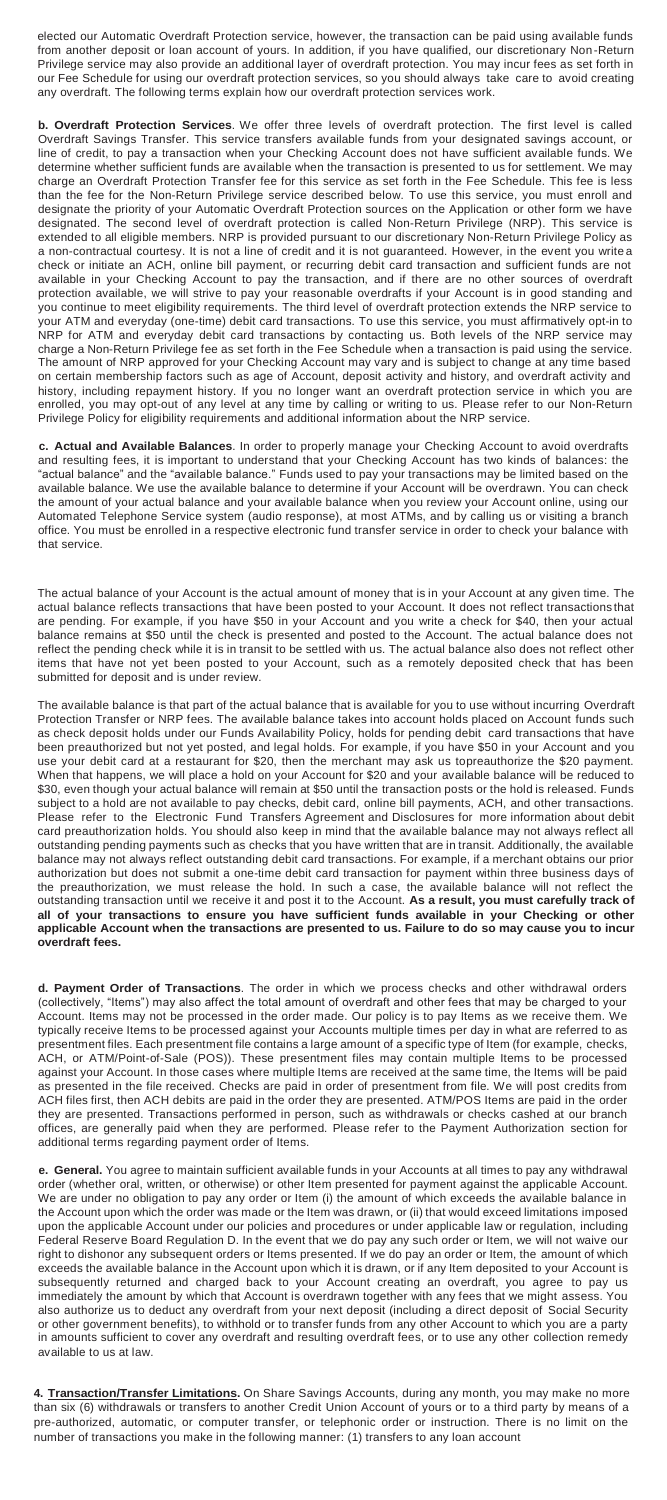elected our Automatic Overdraft Protection service, however, the transaction can be paid using available funds from another deposit or loan account of yours. In addition, if you have qualified, our discretionary Non-Return Privilege service may also provide an additional layer of overdraft protection. You may incur fees as set forth in our Fee Schedule for using our overdraft protection services, so you should always take care to avoid creating any overdraft. The following terms explain how our overdraft protection services work.

**b. Overdraft Protection Services**. We offer three levels of overdraft protection. The first level is called Overdraft Savings Transfer. This service transfers available funds from your designated savings account, or line of credit, to pay a transaction when your Checking Account does not have sufficient available funds. We determine whether sufficient funds are available when the transaction is presented to us for settlement. We may charge an Overdraft Protection Transfer fee for this service as set forth in the Fee Schedule. This fee is less than the fee for the Non-Return Privilege service described below. To use this service, you must enroll and designate the priority of your Automatic Overdraft Protection sources on the Application or other form we have designated. The second level of overdraft protection is called Non-Return Privilege (NRP). This service is extended to all eligible members. NRP is provided pursuant to our discretionary Non-Return Privilege Policy as a non-contractual courtesy. It is not a line of credit and it is not guaranteed. However, in the event you write a check or initiate an ACH, online bill payment, or recurring debit card transaction and sufficient funds are not available in your Checking Account to pay the transaction, and if there are no other sources of overdraft protection available, we will strive to pay your reasonable overdrafts if your Account is in good standing and you continue to meet eligibility requirements. The third level of overdraft protection extends the NRP service to your ATM and everyday (one-time) debit card transactions. To use this service, you must affirmatively opt-in to NRP for ATM and everyday debit card transactions by contacting us. Both levels of the NRP service may charge a Non-Return Privilege fee as set forth in the Fee Schedule when a transaction is paid using the service. The amount of NRP approved for your Checking Account may vary and is subject to change at any time based on certain membership factors such as age of Account, deposit activity and history, and overdraft activity and history, including repayment history. If you no longer want an overdraft protection service in which you are enrolled, you may opt-out of any level at any time by calling or writing to us. Please refer to our Non-Return Privilege Policy for eligibility requirements and additional information about the NRP service.

**c. Actual and Available Balances**. In order to properly manage your Checking Account to avoid overdrafts and resulting fees, it is important to understand that your Checking Account has two kinds of balances: the "actual balance" and the "available balance." Funds used to pay your transactions may be limited based on the available balance. We use the available balance to determine if your Account will be overdrawn. You can check the amount of your actual balance and your available balance when you review your Account online, using our Automated Telephone Service system (audio response), at most ATMs, and by calling us or visiting a branch office. You must be enrolled in a respective electronic fund transfer service in order to check your balance with that service.

The actual balance of your Account is the actual amount of money that is in your Account at any given time. The actual balance reflects transactions that have been posted to your Account. It does not reflect transactions that are pending. For example, if you have $50 in your Account and you write a check for $40, then your actual balance remains at $50 until the check is presented and posted to the Account. The actual balance does not reflect the pending check while it is in transit to be settled with us. The actual balance also does not reflect other items that have not yet been posted to your Account, such as a remotely deposited check that has been submitted for deposit and is under review.

The available balance is that part of the actual balance that is available for you to use without incurring Overdraft Protection Transfer or NRP fees. The available balance takes into account holds placed on Account funds such as check deposit holds under our Funds Availability Policy, holds for pending debit card transactions that have been preauthorized but not yet posted, and legal holds. For example, if you have $50 in your Account and you use your debit card at a restaurant for $20, then the merchant may ask us topreauthorize the $20 payment. When that happens, we will place a hold on your Account for $20 and your available balance will be reduced to $30, even though your actual balance will remain at $50 until the transaction posts or the hold is released. Funds subject to a hold are not available to pay checks, debit card, online bill payments, ACH, and other transactions. Please refer to the Electronic Fund Transfers Agreement and Disclosures for more information about debit card preauthorization holds. You should also keep in mind that the available balance may not always reflect all outstanding pending payments such as checks that you have written that are in transit. Additionally, the available balance may not always reflect outstanding debit card transactions. For example, if a merchant obtains our prior authorization but does not submit a one-time debit card transaction for payment within three business days of the preauthorization, we must release the hold. In such a case, the available balance will not reflect the outstanding transaction until we receive it and post it to the Account. **As a result, you must carefully track of all of your transactions to ensure you have sufficient funds available in your Checking or other applicable Account when the transactions are presented to us. Failure to do so may cause you to incur overdraft fees.**

**d. Payment Order of Transactions**. The order in which we process checks and other withdrawal orders (collectively, "Items") may affect the total amount of overdraft and other fees that may be charged to your Account. Items may not be processed in the order made. Our policy is to pay Items as we receive them. We typically receive Items to be processed against your Accounts multiple times per day in what are referred to as presentment files. Each presentment file contains a large amount of a specific type of Item (for example, checks, ACH, or ATM/Point-of-Sale (POS)). These presentment files may contain multiple Items to be processed against your Account. In those cases where multiple Items are received at the same time, the Items will be paid as presented in the file received. Checks are paid in order of presentment from file. We will post credits from ACH files first, then ACH debits are paid in the order they are presented. ATM/POS Items are paid in the order they are presented. Transactions performed in person, such as withdrawals or checks cashed at our branch offices, are generally paid when they are performed. Please refer to the Payment Authorization section for additional terms regarding payment order of Items.

**e. General.** You agree to maintain sufficient available funds in your Accounts at all times to pay any withdrawal order (whether oral, written, or otherwise) or other Item presented for payment against the applicable Account. We are under no obligation to pay any order or Item (i) the amount of which exceeds the available balance in the Account upon which the order was made or the Item was drawn, or (ii) that would exceed limitations imposed upon the applicable Account under our policies and procedures or under applicable law or regulation, including Federal Reserve Board Regulation D. In the event that we do pay any such order or Item, we will not waive our right to dishonor any subsequent orders or Items presented. If we do pay an order or Item, the amount of which exceeds the available balance in the Account upon which it is drawn, or if any Item deposited to your Account is subsequently returned and charged back to your Account creating an overdraft, you agree to pay us immediately the amount by which that Account is overdrawn together with any fees that we might assess. You also authorize us to deduct any overdraft from your next deposit (including a direct deposit of Social Security or other government benefits), to withhold or to transfer funds from any other Account to which you are a party in amounts sufficient to cover any overdraft and resulting overdraft fees, or to use any other collection remedy available to us at law.

**4. Transaction/Transfer Limitations.** On Share Savings Accounts, during any month, you may make no more than six (6) withdrawals or transfers to another Credit Union Account of yours or to a third party by means of a pre-authorized, automatic, or computer transfer, or telephonic order or instruction. There is no limit on the number of transactions you make in the following manner: (1) transfers to any loan account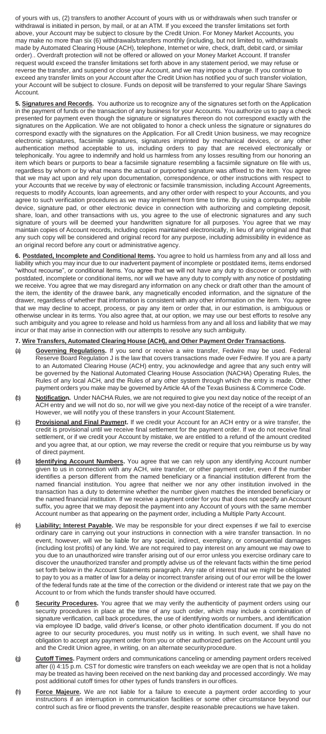of yours with us, (2) transfers to another Account of yours with us or withdrawals when such transfer or withdrawal is initiated in person, by mail, or at an ATM. If you exceed the transfer limitations set forth above, your Account may be subject to closure by the Credit Union. For Money Market Accounts, you may make no more than six (6) withdrawals/transfers monthly (including, but not limited to, withdrawals made by Automated Clearing House (ACH), telephone, Internet or wire, check, draft, debit card, or similar order).. Overdraft protection will not be offered or allowed on your Money Market Account. If transfer request would exceed the transfer limitations set forth above in any statement period, we may refuse or reverse the transfer, and suspend or close your Account, and we may impose a charge. If you continue to exceed any transfer limits on your Account after the Credit Union has notified you of such transfer violation, your Account will be subject to closure. Funds on deposit will be transferred to your regular Share Savings Account.

**5. Signatures and Records.** You authorize us to recognize any of the signatures set forth on the Application in the payment of funds or the transaction of any business for your Accounts. You authorize us to pay a check presented for payment even though the signature or signatures thereon do not correspond exactly with the signatures on the Application. We are not obligated to honor a check unless the signature or signatures do correspond exactly with the signatures on the Application. For all Credit Union business, we may recognize electronic signatures, facsimile signatures, signatures imprinted by mechanical devices, or any other authentication method acceptable to us, including orders to pay that are received electronically or telephonically. You agree to indemnify and hold us harmless from any losses resulting from our honoring an item which bears or purports to bear a facsimile signature resembling a facsimile signature on file with us, regardless by whom or by what means the actual or purported signature was affixed to the item. You agree that we may act upon and rely upon documentation, correspondence, or other instructions with respect to your Accounts that we receive by way of electronic or facsimile transmission, including Account Agreements, requests to modify Accounts, loan agreements, and any other order with respect to your Accounts, and you agree to such verification procedures as we may implement from time to time. By using a computer, mobile device, signature pad, or other electronic device in connection with authorizing and completing deposit, share, loan, and other transactions with us, you agree to the use of electronic signatures and any such signature of yours will be deemed your handwritten signature for all purposes. You agree that we may maintain copies of Account records, including copies maintained electronically, in lieu of any original and that any such copy will be considered and original record for any purpose, including admissibility in evidence as an original record before any court or administrative agency.

**6. Postdated, Incomplete and Conditional Items.** You agree to hold us harmless from any and all loss and liability which you may incur due to our inadvertent payment of incomplete or postdated items, items endorsed "without recourse", or conditional items. You agree that we will not have any duty to discover or comply with postdated, incomplete or conditional items, nor will we have any duty to comply with any notice of postdating we receive. You agree that we may disregard any information on any check or draft other than the amount of the item, the identity of the drawee bank, any magnetically encoded information, and the signature of the drawer, regardless of whether that information is consistent with any other information on the item. You agree that we may decline to accept, process, or pay any item or order that, in our estimation, is ambiguous or otherwise unclear in its terms. You also agree that, at our option, we may use our best efforts to resolve any such ambiguity and you agree to release and hold us harmless from any and all loss and liability that we may incur or that my arise in connection with our attempts to resolve any such ambiguity.

**7. Wire Transfers, Automated Clearing House (ACH), and Other Payment Order Transactions.**

(a) **Governing Regulations.** If you send or receive a wire transfer, Fedwire may be used. Federal Reserve Board Regulation J is the law that covers transactions made over Fedwire. If you are a party to an Automated Clearing House (ACH) entry, you acknowledge and agree that any such entry will be governed by the National Automated Clearing House Association (NACHA) Operating Rules, the Rules of any local ACH, and the Rules of any other system through which the entry is made. Other payment orders you make may be governed by Article 4A of the Texas Business & Commerce Code.

(b) **Notification.** Under NACHA Rules, we are not required to give you next day notice of the receipt of an ACH entry and we will not do so, nor will we give you next-day notice of the receipt of a wire transfer. However, we will notify you of these transfers in your Account Statement.

(c) **Provisional and Final Payment.** If we credit your Account for an ACH entry or a wire transfer, the credit is provisional until we receive final settlement for the payment order. If we do not receive final settlement, or if we credit your Account by mistake, we are entitled to a refund of the amount credited and you agree that, at our option, we may reverse the credit or require that you reimburse us by way of direct payment.

(d) **Identifying Account Numbers.** You agree that we can rely upon any identifying Account number given to us in connection with any ACH, wire transfer, or other payment order, even if the number identifies a person different from the named beneficiary or a financial institution different from the named financial institution. You agree that neither we nor any other institution involved in the transaction has a duty to determine whether the number given matches the intended beneficiary or the named financial institution. If we receive a payment order for you that does not specify an Account suffix, you agree that we may deposit the payment into any Account of yours with the same member Account number as that appearing on the payment order, including a Multiple Party Account.

(e) **Liability; Interest Payable.** We may be responsible for your direct expenses if we fail to exercise ordinary care in carrying out your instructions in connection with a wire transfer transaction. In no event, however, will we be liable for any special, indirect, exemplary, or consequential damages (including lost profits) of any kind. We are not required to pay interest on any amount we may owe to you due to an unauthorized wire transfer arising out of our error unless you exercise ordinary care to discover the unauthorized transfer and promptly advise us of the relevant facts within the time period set forth below in the Account Statements paragraph. Any rate of interest that we might be obligated to pay to you as a matter of law for a delay or incorrect transfer arising out of our error will be the lower of the federal funds rate at the time of the correction or the dividend or interest rate that we pay on the Account to or from which the funds transfer should have occurred.

(f) **Security Procedures.** You agree that we may verify the authenticity of payment orders using our security procedures in place at the time of any such order, which may include a combination of signature verification, call back procedures, the use of identifying words or numbers, and identification via employee ID badge, valid driver's license, or other photo identification document. If you do not agree to our security procedures, you must notify us in writing. In such event, we shall have no obligation to accept any payment order from you or other authorized parties on the Account until you and the Credit Union agree, in writing, on an alternate security procedure.

(g) **Cutoff Times.** Payment orders and communications canceling or amending payment orders received after (i) 4:15 p.m. CST for domestic wire transfers on each weekday we are open that is not a holiday may be treated as having been received on the next banking day and processed accordingly. We may post additional cutoff times for other types of funds transfers in our offices.

(h) **Force Majeure.** We are not liable for a failure to execute a payment order according to your instructions if an interruption in communication facilities or some other circumstance beyond our control such as fire or flood prevents the transfer, despite reasonable precautions we have taken.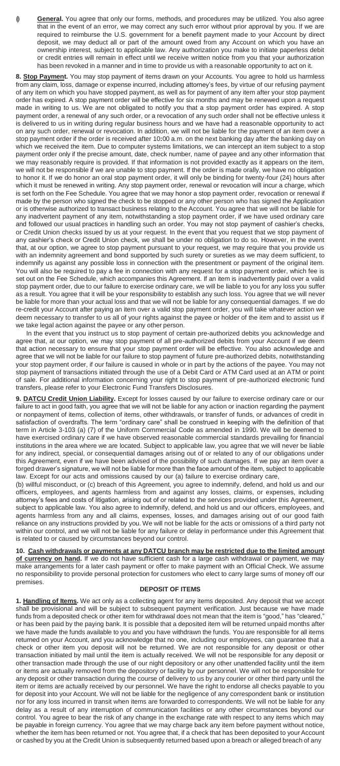- **General.** You agree that only our forms, methods, and procedures may be utilized. You also agree that in the event of an error, we may correct any such error without prior approval by you. If we are required to reimburse the U.S. government for a benefit payment made to your Account by direct deposit, we may deduct all or part of the amount owed from any Account on which you have an ownership interest, subject to applicable law. Any authorization you make to initiate paperless debit or credit entries will remain in effect until we receive written notice from you that your authorization has been revoked in a manner and in time to provide us with a reasonable opportunity to act on it.

**8. Stop Payment.** You may stop payment of items drawn on your Accounts. You agree to hold us harmless from any claim, loss, damage or expense incurred, including attorney's fees, by virtue of our refusing payment of any item on which you have stopped payment, as well as for payment of any item after your stop payment order has expired. A stop payment order will be effective for six months and may be renewed upon a request made in writing to us. We are not obligated to notify you that a stop payment order has expired. A stop payment order, a renewal of any such order, or a revocation of any such order shall not be effective unless it is delivered to us in writing during regular business hours and we have had a reasonable opportunity to act on any such order, renewal or revocation. In addition, we will not be liable for the payment of an item over a stop payment order if the order is received after 10:00 a.m. on the next banking day after the banking day on which we received the item. Due to computer systems limitations, we can intercept an item subject to a stop payment order only if the precise amount, date, check number, name of payee and any other information that we may reasonably require is provided. If that information is not provided exactly as it appears on the item, we will not be responsible if we are unable to stop payment. If the order is made orally, we have no obligation to honor it. If we do honor an oral stop payment order, it will only be binding for twenty-four (24) hours after which it must be renewed in writing. Any stop payment order, renewal or revocation will incur a charge, which is set forth on the Fee Schedule. You agree that we may honor a stop payment order, revocation or renewal if made by the person who signed the check to be stopped or any other person who has signed the Application or is otherwise authorized to transact business relating to the Account. You agree that we will not be liable for any inadvertent payment of any item, notwithstanding a stop payment order, if we have used ordinary care and followed our usual practices in handling such an order. You may not stop payment of cashier's checks, or Credit Union checks issued by us at your request. In the event that you request that we stop payment of any cashier's check or Credit Union check, we shall be under no obligation to do so. However, in the event that, at our option, we agree to stop payment pursuant to your request, we may require that you provide us with an indemnity agreement and bond supported by such surety or sureties as we may deem sufficient, to indemnify us against any possible loss in connection with the presentment or payment of the original item. You will also be required to pay a fee in connection with any request for a stop payment order, which fee is set out on the Fee Schedule, which accompanies this Agreement. If an item is inadvertently paid over a valid stop payment order, due to our failure to exercise ordinary care, we will be liable to you for any loss you suffer as a result. You agree that it will be your responsibility to establish any such loss. You agree that we will never be liable for more than your actual loss and that we will not be liable for any consequential damages. If we do re-credit your Account after paying an item over a valid stop payment order, you will take whatever action we deem necessary to transfer to us all of your rights against the payee or holder of the item and to assist us if we take legal action against the payee or any other person.

In the event that you instruct us to stop payment of certain pre-authorized debits you acknowledge and agree that, at our option, we may stop payment of all pre-authorized debits from your Account if we deem that action necessary to ensure that your stop payment order will be effective. You also acknowledge and agree that we will not be liable for our failure to stop payment of future pre-authorized debits, notwithstanding your stop payment order, if our failure is caused in whole or in part by the actions of the payee. You may not stop payment of transactions initiated through the use of a Debit Card or ATM Card used at an ATM or point of sale. For additional information concerning your right to stop payment of pre-authorized electronic fund transfers, please refer to your Electronic Fund Transfers Disclosures.

**9. DATCU Credit Union Liability.** Except for losses caused by our failure to exercise ordinary care or our failure to act in good faith, you agree that we will not be liable for any action or inaction regarding the payment or nonpayment of items, collection of items, other withdrawals, or transfer of funds, or advances of credit in satisfaction of overdrafts. The term "ordinary care" shall be construed in keeping with the definition of that term in Article 3-103 (a) (7) of the Uniform Commercial Code as amended in 1990. We will be deemed to have exercised ordinary care if we have observed reasonable commercial standards prevailing for financial institutions in the area where we are located. Subject to applicable law, you agree that we will never be liable for any indirect, special, or consequential damages arising out of or related to any of our obligations under this Agreement, even if we have been advised of the possibility of such damages. If we pay an item over a forged drawer's signature, we will not be liable for more than the face amount of the item, subject to applicable law. Except for our acts and omissions caused by our (a) failure to exercise ordinary care,
(b) willful misconduct, or (c) breach of this Agreement, you agree to indemnify, defend, and hold us and our officers, employees, and agents harmless from and against any losses, claims, or expenses, including attorney's fees and costs of litigation, arising out of or related to the services provided under this Agreement, subject to applicable law. You also agree to indemnify, defend, and hold us and our officers, employees, and agents harmless from any and all claims, expenses, losses, and damages arising out of our good faith reliance on any instructions provided by you. We will not be liable for the acts or omissions of a third party not within our control, and we will not be liable for any failure or delay in performance under this Agreement that is related to or caused by circumstances beyond our control.

**10. Cash withdrawals or payments at any DATCU branch may be restricted due to the limited amount of currency on hand.** If we do not have sufficient cash for a large cash withdrawal or payment, we may make arrangements for a later cash payment or offer to make payment with an Official Check. We assume no responsibility to provide personal protection for customers who elect to carry large sums of money off our premises.

## DEPOSIT OF ITEMS

**1. Handling of Items.** We act only as a collecting agent for any items deposited. Any deposit that we accept shall be provisional and will be subject to subsequent payment verification. Just because we have made funds from a deposited check or other item for withdrawal does not mean that the item is "good," has "cleared," or has been paid by the paying bank. It is possible that a deposited item will be returned unpaid months after we have made the funds available to you and you have withdrawn the funds. You are responsible for all items returned on your Account, and you acknowledge that no one, including our employees, can guarantee that a check or other item you deposit will not be returned. We are not responsible for any deposit or other transaction initiated by mail until the item is actually received. We will not be responsible for any deposit or other transaction made through the use of our night depository or any other unattended facility until the item or items are actually removed from the depository or facility by our personnel. We will not be responsible for any deposit or other transaction during the course of delivery to us by any courier or other third party until the item or items are actually received by our personnel. We have the right to endorse all checks payable to you for deposit into your Account. We will not be liable for the negligence of any correspondent bank or institution nor for any loss incurred in transit when items are forwarded to correspondents. We will not be liable for any delay as a result of any interruption of communication facilities or any other circumstances beyond our control. You agree to bear the risk of any change in the exchange rate with respect to any items which may be payable in foreign currency. You agree that we may charge back any item before payment without notice, whether the item has been returned or not. You agree that, if a check that has been deposited to your Account or cashed by you at the Credit Union is subsequently returned based upon a breach or alleged breach of any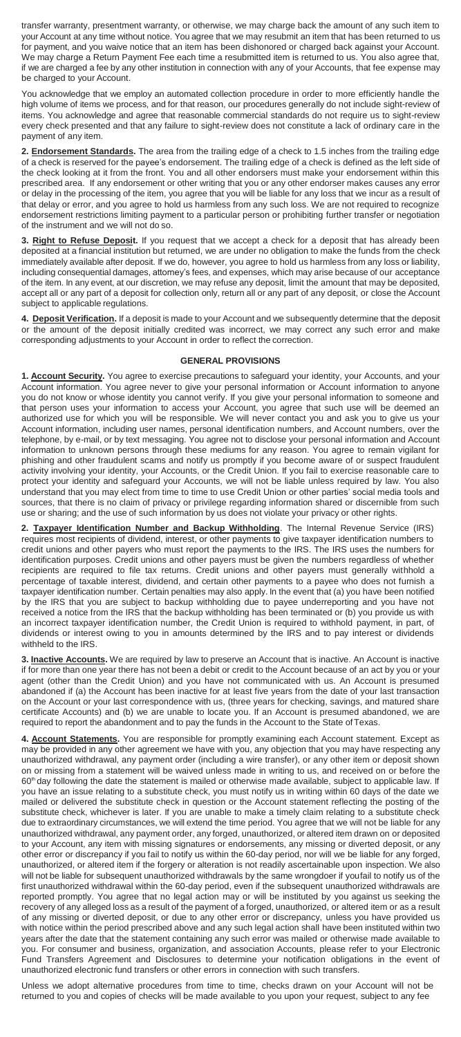transfer warranty, presentment warranty, or otherwise, we may charge back the amount of any such item to your Account at any time without notice. You agree that we may resubmit an item that has been returned to us for payment, and you waive notice that an item has been dishonored or charged back against your Account. We may charge a Return Payment Fee each time a resubmitted item is returned to us. You also agree that, if we are charged a fee by any other institution in connection with any of your Accounts, that fee expense may be charged to your Account.

You acknowledge that we employ an automated collection procedure in order to more efficiently handle the high volume of items we process, and for that reason, our procedures generally do not include sight-review of items. You acknowledge and agree that reasonable commercial standards do not require us to sight-review every check presented and that any failure to sight-review does not constitute a lack of ordinary care in the payment of any item.

**2. Endorsement Standards.** The area from the trailing edge of a check to 1.5 inches from the trailing edge of a check is reserved for the payee's endorsement. The trailing edge of a check is defined as the left side of the check looking at it from the front. You and all other endorsers must make your endorsement within this prescribed area. If any endorsement or other writing that you or any other endorser makes causes any error or delay in the processing of the item, you agree that you will be liable for any loss that we incur as a result of that delay or error, and you agree to hold us harmless from any such loss. We are not required to recognize endorsement restrictions limiting payment to a particular person or prohibiting further transfer or negotiation of the instrument and we will not do so.

**3. Right to Refuse Deposit.** If you request that we accept a check for a deposit that has already been deposited at a financial institution but returned, we are under no obligation to make the funds from the check immediately available after deposit. If we do, however, you agree to hold us harmless from any loss or liability, including consequential damages, attorney's fees, and expenses, which may arise because of our acceptance of the item. In any event, at our discretion, we may refuse any deposit, limit the amount that may be deposited, accept all or any part of a deposit for collection only, return all or any part of any deposit, or close the Account subject to applicable regulations.

**4. Deposit Verification.** If a deposit is made to your Account and we subsequently determine that the deposit or the amount of the deposit initially credited was incorrect, we may correct any such error and make corresponding adjustments to your Account in order to reflect the correction.

## GENERAL PROVISIONS

**1. Account Security.** You agree to exercise precautions to safeguard your identity, your Accounts, and your Account information. You agree never to give your personal information or Account information to anyone you do not know or whose identity you cannot verify. If you give your personal information to someone and that person uses your information to access your Account, you agree that such use will be deemed an authorized use for which you will be responsible. We will never contact you and ask you to give us your Account information, including user names, personal identification numbers, and Account numbers, over the telephone, by e-mail, or by text messaging. You agree not to disclose your personal information and Account information to unknown persons through these mediums for any reason. You agree to remain vigilant for phishing and other fraudulent scams and notify us promptly if you become aware of or suspect fraudulent activity involving your identity, your Accounts, or the Credit Union. If you fail to exercise reasonable care to protect your identity and safeguard your Accounts, we will not be liable unless required by law. You also understand that you may elect from time to time to use Credit Union or other parties' social media tools and sources, that there is no claim of privacy or privilege regarding information shared or discernible from such use or sharing; and the use of such information by us does not violate your privacy or other rights.

**2. Taxpayer Identification Number and Backup Withholding**. The Internal Revenue Service (IRS) requires most recipients of dividend, interest, or other payments to give taxpayer identification numbers to credit unions and other payers who must report the payments to the IRS. The IRS uses the numbers for identification purposes. Credit unions and other payers must be given the numbers regardless of whether recipients are required to file tax returns. Credit unions and other payers must generally withhold a percentage of taxable interest, dividend, and certain other payments to a payee who does not furnish a taxpayer identification number. Certain penalties may also apply. In the event that (a) you have been notified by the IRS that you are subject to backup withholding due to payee underreporting and you have not received a notice from the IRS that the backup withholding has been terminated or (b) you provide us with an incorrect taxpayer identification number, the Credit Union is required to withhold payment, in part, of dividends or interest owing to you in amounts determined by the IRS and to pay interest or dividends withheld to the IRS.

**3. Inactive Accounts.** We are required by law to preserve an Account that is inactive. An Account is inactive if for more than one year there has not been a debit or credit to the Account because of an act by you or your agent (other than the Credit Union) and you have not communicated with us. An Account is presumed abandoned if (a) the Account has been inactive for at least five years from the date of your last transaction on the Account or your last correspondence with us, (three years for checking, savings, and matured share certificate Accounts) and (b) we are unable to locate you. If an Account is presumed abandoned, we are required to report the abandonment and to pay the funds in the Account to the State of Texas.

**4. Account Statements.** You are responsible for promptly examining each Account statement. Except as may be provided in any other agreement we have with you, any objection that you may have respecting any unauthorized withdrawal, any payment order (including a wire transfer), or any other item or deposit shown on or missing from a statement will be waived unless made in writing to us, and received on or before the 60th day following the date the statement is mailed or otherwise made available, subject to applicable law. If you have an issue relating to a substitute check, you must notify us in writing within 60 days of the date we mailed or delivered the substitute check in question or the Account statement reflecting the posting of the substitute check, whichever is later. If you are unable to make a timely claim relating to a substitute check due to extraordinary circumstances, we will extend the time period. You agree that we will not be liable for any unauthorized withdrawal, any payment order, any forged, unauthorized, or altered item drawn on or deposited to your Account, any item with missing signatures or endorsements, any missing or diverted deposit, or any other error or discrepancy if you fail to notify us within the 60-day period, nor will we be liable for any forged, unauthorized, or altered item if the forgery or alteration is not readily ascertainable upon inspection. We also will not be liable for subsequent unauthorized withdrawals by the same wrongdoer if you fail to notify us of the first unauthorized withdrawal within the 60-day period, even if the subsequent unauthorized withdrawals are reported promptly. You agree that no legal action may or will be instituted by you against us seeking the recovery of any alleged loss as a result of the payment of a forged, unauthorized, or altered item or as a result of any missing or diverted deposit, or due to any other error or discrepancy, unless you have provided us with notice within the period prescribed above and any such legal action shall have been instituted within two years after the date that the statement containing any such error was mailed or otherwise made available to you. For consumer and business, organization, and association Accounts, please refer to your Electronic Fund Transfers Agreement and Disclosures to determine your notification obligations in the event of unauthorized electronic fund transfers or other errors in connection with such transfers.

Unless we adopt alternative procedures from time to time, checks drawn on your Account will not be returned to you and copies of checks will be made available to you upon your request, subject to any fee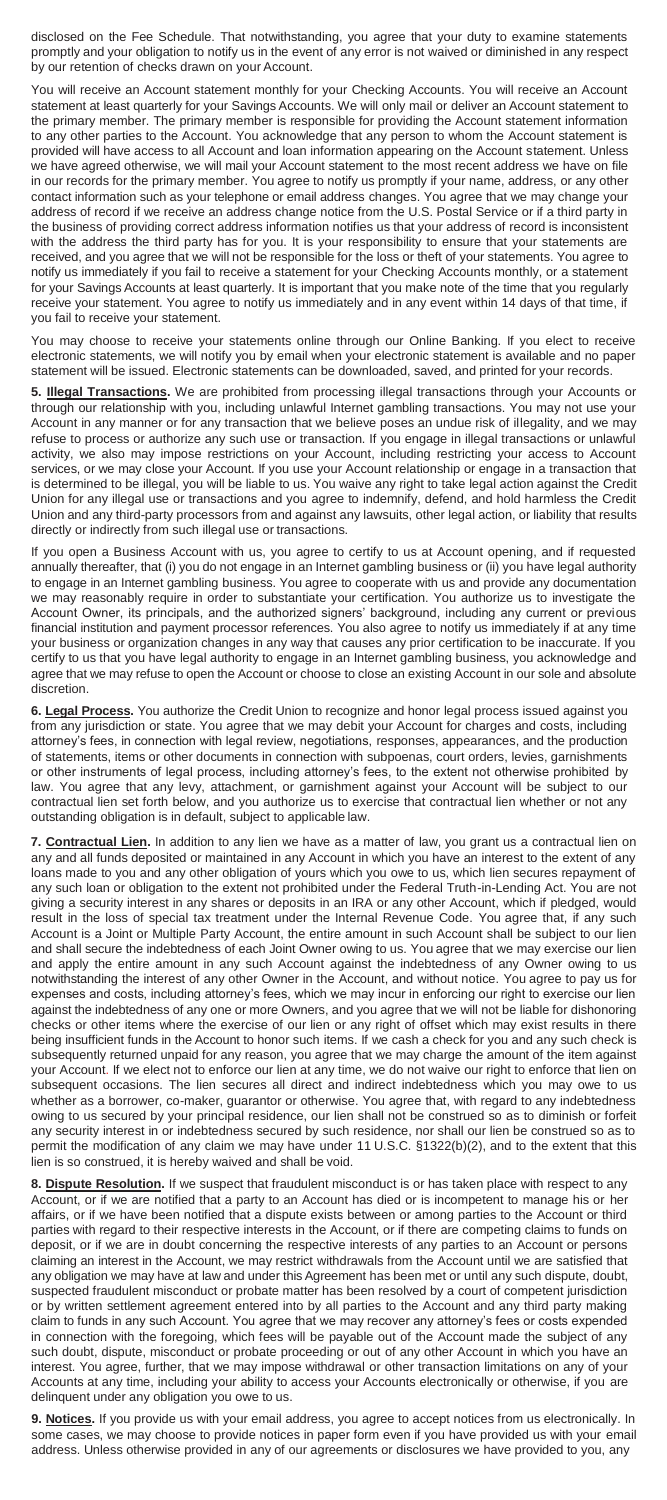disclosed on the Fee Schedule. That notwithstanding, you agree that your duty to examine statements promptly and your obligation to notify us in the event of any error is not waived or diminished in any respect by our retention of checks drawn on your Account.

You will receive an Account statement monthly for your Checking Accounts. You will receive an Account statement at least quarterly for your Savings Accounts. We will only mail or deliver an Account statement to the primary member. The primary member is responsible for providing the Account statement information to any other parties to the Account. You acknowledge that any person to whom the Account statement is provided will have access to all Account and loan information appearing on the Account statement. Unless we have agreed otherwise, we will mail your Account statement to the most recent address we have on file in our records for the primary member. You agree to notify us promptly if your name, address, or any other contact information such as your telephone or email address changes. You agree that we may change your address of record if we receive an address change notice from the U.S. Postal Service or if a third party in the business of providing correct address information notifies us that your address of record is inconsistent with the address the third party has for you. It is your responsibility to ensure that your statements are received, and you agree that we will not be responsible for the loss or theft of your statements. You agree to notify us immediately if you fail to receive a statement for your Checking Accounts monthly, or a statement for your Savings Accounts at least quarterly. It is important that you make note of the time that you regularly receive your statement. You agree to notify us immediately and in any event within 14 days of that time, if you fail to receive your statement.

You may choose to receive your statements online through our Online Banking. If you elect to receive electronic statements, we will notify you by email when your electronic statement is available and no paper statement will be issued. Electronic statements can be downloaded, saved, and printed for your records.

**5. Illegal Transactions.** We are prohibited from processing illegal transactions through your Accounts or through our relationship with you, including unlawful Internet gambling transactions. You may not use your Account in any manner or for any transaction that we believe poses an undue risk of illegality, and we may refuse to process or authorize any such use or transaction. If you engage in illegal transactions or unlawful activity, we also may impose restrictions on your Account, including restricting your access to Account services, or we may close your Account. If you use your Account relationship or engage in a transaction that is determined to be illegal, you will be liable to us. You waive any right to take legal action against the Credit Union for any illegal use or transactions and you agree to indemnify, defend, and hold harmless the Credit Union and any third-party processors from and against any lawsuits, other legal action, or liability that results directly or indirectly from such illegal use or transactions.

If you open a Business Account with us, you agree to certify to us at Account opening, and if requested annually thereafter, that (i) you do not engage in an Internet gambling business or (ii) you have legal authority to engage in an Internet gambling business. You agree to cooperate with us and provide any documentation we may reasonably require in order to substantiate your certification. You authorize us to investigate the Account Owner, its principals, and the authorized signers' background, including any current or previous financial institution and payment processor references. You also agree to notify us immediately if at any time your business or organization changes in any way that causes any prior certification to be inaccurate. If you certify to us that you have legal authority to engage in an Internet gambling business, you acknowledge and agree that we may refuse to open the Account or choose to close an existing Account in our sole and absolute discretion.

**6. Legal Process.** You authorize the Credit Union to recognize and honor legal process issued against you from any jurisdiction or state. You agree that we may debit your Account for charges and costs, including attorney's fees, in connection with legal review, negotiations, responses, appearances, and the production of statements, items or other documents in connection with subpoenas, court orders, levies, garnishments or other instruments of legal process, including attorney's fees, to the extent not otherwise prohibited by law. You agree that any levy, attachment, or garnishment against your Account will be subject to our contractual lien set forth below, and you authorize us to exercise that contractual lien whether or not any outstanding obligation is in default, subject to applicable law.

**7. Contractual Lien.** In addition to any lien we have as a matter of law, you grant us a contractual lien on any and all funds deposited or maintained in any Account in which you have an interest to the extent of any loans made to you and any other obligation of yours which you owe to us, which lien secures repayment of any such loan or obligation to the extent not prohibited under the Federal Truth-in-Lending Act. You are not giving a security interest in any shares or deposits in an IRA or any other Account, which if pledged, would result in the loss of special tax treatment under the Internal Revenue Code. You agree that, if any such Account is a Joint or Multiple Party Account, the entire amount in such Account shall be subject to our lien and shall secure the indebtedness of each Joint Owner owing to us. You agree that we may exercise our lien and apply the entire amount in any such Account against the indebtedness of any Owner owing to us notwithstanding the interest of any other Owner in the Account, and without notice. You agree to pay us for expenses and costs, including attorney's fees, which we may incur in enforcing our right to exercise our lien against the indebtedness of any one or more Owners, and you agree that we will not be liable for dishonoring checks or other items where the exercise of our lien or any right of offset which may exist results in there being insufficient funds in the Account to honor such items. If we cash a check for you and any such check is subsequently returned unpaid for any reason, you agree that we may charge the amount of the item against your Account. If we elect not to enforce our lien at any time, we do not waive our right to enforce that lien on subsequent occasions. The lien secures all direct and indirect indebtedness which you may owe to us whether as a borrower, co-maker, guarantor or otherwise. You agree that, with regard to any indebtedness owing to us secured by your principal residence, our lien shall not be construed so as to diminish or forfeit any security interest in or indebtedness secured by such residence, nor shall our lien be construed so as to permit the modification of any claim we may have under 11 U.S.C. §1322(b)(2), and to the extent that this lien is so construed, it is hereby waived and shall be void.

**8. Dispute Resolution.** If we suspect that fraudulent misconduct is or has taken place with respect to any Account, or if we are notified that a party to an Account has died or is incompetent to manage his or her affairs, or if we have been notified that a dispute exists between or among parties to the Account or third parties with regard to their respective interests in the Account, or if there are competing claims to funds on deposit, or if we are in doubt concerning the respective interests of any parties to an Account or persons claiming an interest in the Account, we may restrict withdrawals from the Account until we are satisfied that any obligation we may have at law and under this Agreement has been met or until any such dispute, doubt, suspected fraudulent misconduct or probate matter has been resolved by a court of competent jurisdiction or by written settlement agreement entered into by all parties to the Account and any third party making claim to funds in any such Account. You agree that we may recover any attorney's fees or costs expended in connection with the foregoing, which fees will be payable out of the Account made the subject of any such doubt, dispute, misconduct or probate proceeding or out of any other Account in which you have an interest. You agree, further, that we may impose withdrawal or other transaction limitations on any of your Accounts at any time, including your ability to access your Accounts electronically or otherwise, if you are delinquent under any obligation you owe to us.

**9. Notices.** If you provide us with your email address, you agree to accept notices from us electronically. In some cases, we may choose to provide notices in paper form even if you have provided us with your email address. Unless otherwise provided in any of our agreements or disclosures we have provided to you, any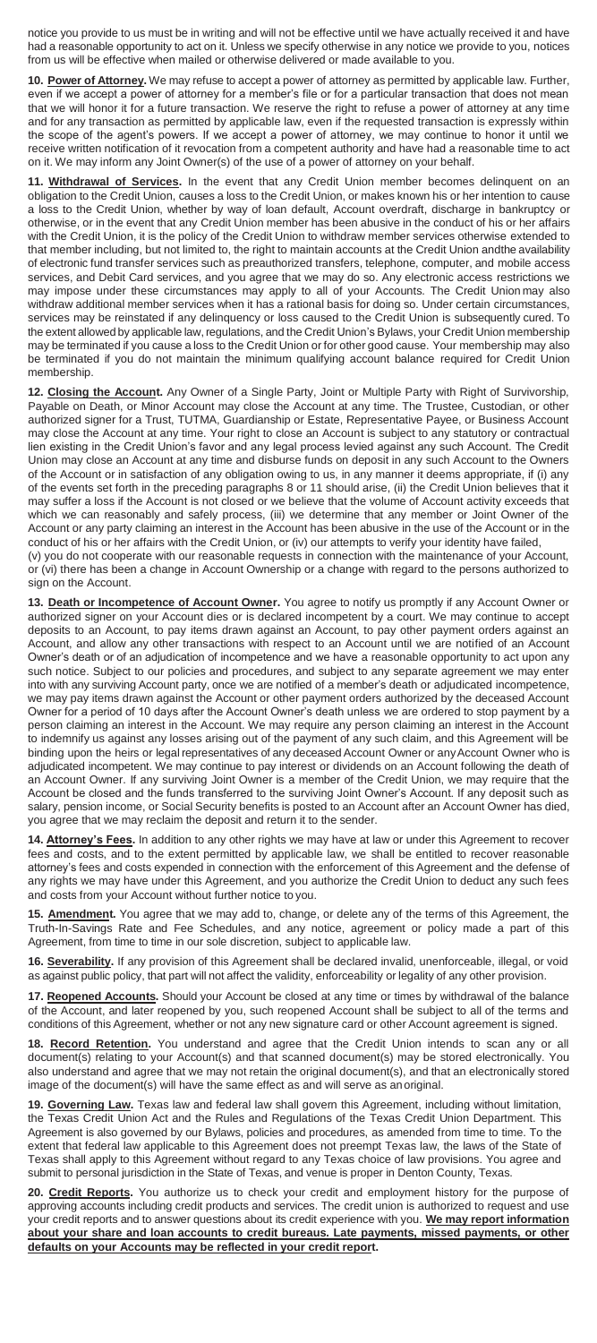notice you provide to us must be in writing and will not be effective until we have actually received it and have had a reasonable opportunity to act on it. Unless we specify otherwise in any notice we provide to you, notices from us will be effective when mailed or otherwise delivered or made available to you.

**10. Power of Attorney.** We may refuse to accept a power of attorney as permitted by applicable law. Further, even if we accept a power of attorney for a member's file or for a particular transaction that does not mean that we will honor it for a future transaction. We reserve the right to refuse a power of attorney at any time and for any transaction as permitted by applicable law, even if the requested transaction is expressly within the scope of the agent's powers. If we accept a power of attorney, we may continue to honor it until we receive written notification of it revocation from a competent authority and have had a reasonable time to act on it. We may inform any Joint Owner(s) of the use of a power of attorney on your behalf.

**11. Withdrawal of Services.** In the event that any Credit Union member becomes delinquent on an obligation to the Credit Union, causes a loss to the Credit Union, or makes known his or her intention to cause a loss to the Credit Union, whether by way of loan default, Account overdraft, discharge in bankruptcy or otherwise, or in the event that any Credit Union member has been abusive in the conduct of his or her affairs with the Credit Union, it is the policy of the Credit Union to withdraw member services otherwise extended to that member including, but not limited to, the right to maintain accounts at the Credit Union andthe availability of electronic fund transfer services such as preauthorized transfers, telephone, computer, and mobile access services, and Debit Card services, and you agree that we may do so. Any electronic access restrictions we may impose under these circumstances may apply to all of your Accounts. The Credit Union may also withdraw additional member services when it has a rational basis for doing so. Under certain circumstances, services may be reinstated if any delinquency or loss caused to the Credit Union is subsequently cured. To the extent allowed by applicable law, regulations, and the Credit Union's Bylaws, your Credit Union membership may be terminated if you cause a loss to the Credit Union or for other good cause. Your membership may also be terminated if you do not maintain the minimum qualifying account balance required for Credit Union membership.

**12. Closing the Account.** Any Owner of a Single Party, Joint or Multiple Party with Right of Survivorship, Payable on Death, or Minor Account may close the Account at any time. The Trustee, Custodian, or other authorized signer for a Trust, TUTMA, Guardianship or Estate, Representative Payee, or Business Account may close the Account at any time. Your right to close an Account is subject to any statutory or contractual lien existing in the Credit Union's favor and any legal process levied against any such Account. The Credit Union may close an Account at any time and disburse funds on deposit in any such Account to the Owners of the Account or in satisfaction of any obligation owing to us, in any manner it deems appropriate, if (i) any of the events set forth in the preceding paragraphs 8 or 11 should arise, (ii) the Credit Union believes that it may suffer a loss if the Account is not closed or we believe that the volume of Account activity exceeds that which we can reasonably and safely process, (iii) we determine that any member or Joint Owner of the Account or any party claiming an interest in the Account has been abusive in the use of the Account or in the conduct of his or her affairs with the Credit Union, or (iv) our attempts to verify your identity have failed,
(v) you do not cooperate with our reasonable requests in connection with the maintenance of your Account, or (vi) there has been a change in Account Ownership or a change with regard to the persons authorized to sign on the Account.

**13. Death or Incompetence of Account Owner.** You agree to notify us promptly if any Account Owner or authorized signer on your Account dies or is declared incompetent by a court. We may continue to accept deposits to an Account, to pay items drawn against an Account, to pay other payment orders against an Account, and allow any other transactions with respect to an Account until we are notified of an Account Owner's death or of an adjudication of incompetence and we have a reasonable opportunity to act upon any such notice. Subject to our policies and procedures, and subject to any separate agreement we may enter into with any surviving Account party, once we are notified of a member's death or adjudicated incompetence, we may pay items drawn against the Account or other payment orders authorized by the deceased Account Owner for a period of 10 days after the Account Owner's death unless we are ordered to stop payment by a person claiming an interest in the Account. We may require any person claiming an interest in the Account to indemnify us against any losses arising out of the payment of any such claim, and this Agreement will be binding upon the heirs or legal representatives of any deceased Account Owner or anyAccount Owner who is adjudicated incompetent. We may continue to pay interest or dividends on an Account following the death of an Account Owner. If any surviving Joint Owner is a member of the Credit Union, we may require that the Account be closed and the funds transferred to the surviving Joint Owner's Account. If any deposit such as salary, pension income, or Social Security benefits is posted to an Account after an Account Owner has died, you agree that we may reclaim the deposit and return it to the sender.

**14. Attorney's Fees.** In addition to any other rights we may have at law or under this Agreement to recover fees and costs, and to the extent permitted by applicable law, we shall be entitled to recover reasonable attorney's fees and costs expended in connection with the enforcement of this Agreement and the defense of any rights we may have under this Agreement, and you authorize the Credit Union to deduct any such fees and costs from your Account without further notice to you.

**15. Amendment.** You agree that we may add to, change, or delete any of the terms of this Agreement, the Truth-In-Savings Rate and Fee Schedules, and any notice, agreement or policy made a part of this Agreement, from time to time in our sole discretion, subject to applicable law.

**16. Severability.** If any provision of this Agreement shall be declared invalid, unenforceable, illegal, or void as against public policy, that part will not affect the validity, enforceability or legality of any other provision.

**17. Reopened Accounts.** Should your Account be closed at any time or times by withdrawal of the balance of the Account, and later reopened by you, such reopened Account shall be subject to all of the terms and conditions of this Agreement, whether or not any new signature card or other Account agreement is signed.

**18. Record Retention.** You understand and agree that the Credit Union intends to scan any or all document(s) relating to your Account(s) and that scanned document(s) may be stored electronically. You also understand and agree that we may not retain the original document(s), and that an electronically stored image of the document(s) will have the same effect as and will serve as anoriginal.

**19. Governing Law.** Texas law and federal law shall govern this Agreement, including without limitation, the Texas Credit Union Act and the Rules and Regulations of the Texas Credit Union Department. This Agreement is also governed by our Bylaws, policies and procedures, as amended from time to time. To the extent that federal law applicable to this Agreement does not preempt Texas law, the laws of the State of Texas shall apply to this Agreement without regard to any Texas choice of law provisions. You agree and submit to personal jurisdiction in the State of Texas, and venue is proper in Denton County, Texas.

**20. Credit Reports.** You authorize us to check your credit and employment history for the purpose of approving accounts including credit products and services. The credit union is authorized to request and use your credit reports and to answer questions about its credit experience with you. **We may report information about your share and loan accounts to credit bureaus. Late payments, missed payments, or other defaults on your Accounts may be reflected in your credit report.**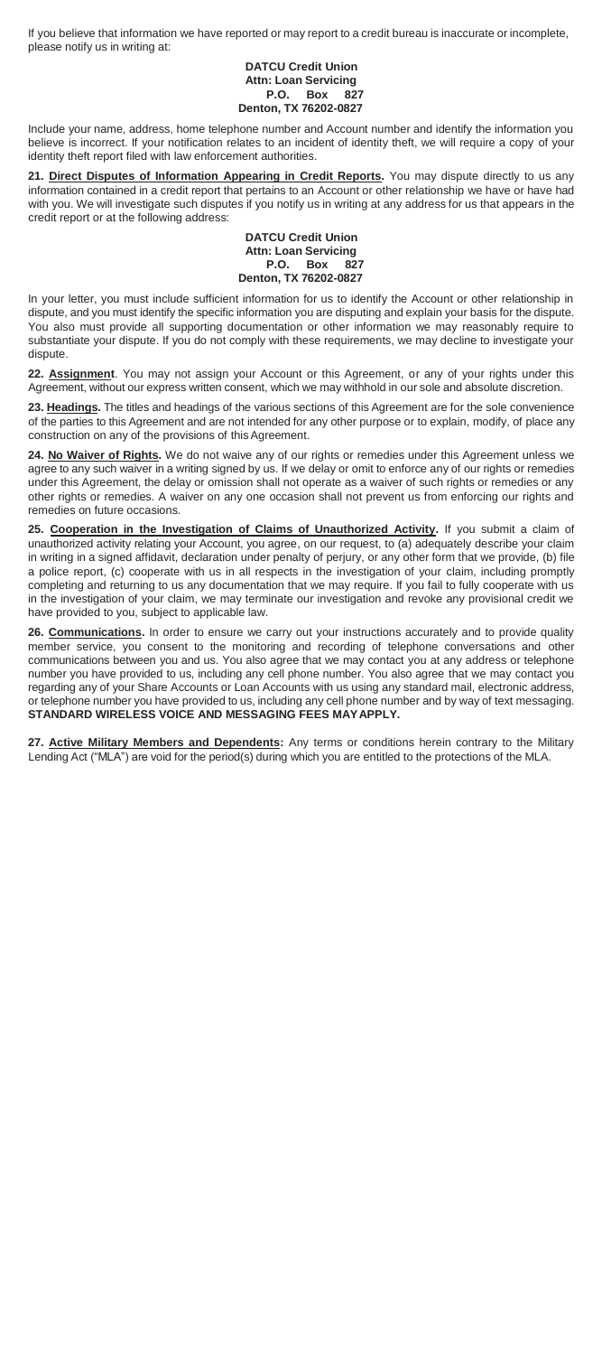If you believe that information we have reported or may report to a credit bureau is inaccurate or incomplete, please notify us in writing at:

**DATCU Credit Union**
**Attn: Loan Servicing**
**P.O. Box 827**
**Denton, TX 76202-0827**

Include your name, address, home telephone number and Account number and identify the information you believe is incorrect. If your notification relates to an incident of identity theft, we will require a copy of your identity theft report filed with law enforcement authorities.

**21. Direct Disputes of Information Appearing in Credit Reports.** You may dispute directly to us any information contained in a credit report that pertains to an Account or other relationship we have or have had with you. We will investigate such disputes if you notify us in writing at any address for us that appears in the credit report or at the following address:

**DATCU Credit Union**
**Attn: Loan Servicing**
**P.O. Box 827**
**Denton, TX 76202-0827**

In your letter, you must include sufficient information for us to identify the Account or other relationship in dispute, and you must identify the specific information you are disputing and explain your basis for the dispute. You also must provide all supporting documentation or other information we may reasonably require to substantiate your dispute. If you do not comply with these requirements, we may decline to investigate your dispute.

**22. Assignment**. You may not assign your Account or this Agreement, or any of your rights under this Agreement, without our express written consent, which we may withhold in our sole and absolute discretion.

**23. Headings.** The titles and headings of the various sections of this Agreement are for the sole convenience of the parties to this Agreement and are not intended for any other purpose or to explain, modify, of place any construction on any of the provisions of this Agreement.

**24. No Waiver of Rights.** We do not waive any of our rights or remedies under this Agreement unless we agree to any such waiver in a writing signed by us. If we delay or omit to enforce any of our rights or remedies under this Agreement, the delay or omission shall not operate as a waiver of such rights or remedies or any other rights or remedies. A waiver on any one occasion shall not prevent us from enforcing our rights and remedies on future occasions.

**25. Cooperation in the Investigation of Claims of Unauthorized Activity.** If you submit a claim of unauthorized activity relating your Account, you agree, on our request, to (a) adequately describe your claim in writing in a signed affidavit, declaration under penalty of perjury, or any other form that we provide, (b) file a police report, (c) cooperate with us in all respects in the investigation of your claim, including promptly completing and returning to us any documentation that we may require. If you fail to fully cooperate with us in the investigation of your claim, we may terminate our investigation and revoke any provisional credit we have provided to you, subject to applicable law.

**26. Communications.** In order to ensure we carry out your instructions accurately and to provide quality member service, you consent to the monitoring and recording of telephone conversations and other communications between you and us. You also agree that we may contact you at any address or telephone number you have provided to us, including any cell phone number. You also agree that we may contact you regarding any of your Share Accounts or Loan Accounts with us using any standard mail, electronic address, or telephone number you have provided to us, including any cell phone number and by way of text messaging. **STANDARD WIRELESS VOICE AND MESSAGING FEES MAY APPLY.**

**27. Active Military Members and Dependents:** Any terms or conditions herein contrary to the Military Lending Act ("MLA") are void for the period(s) during which you are entitled to the protections of the MLA.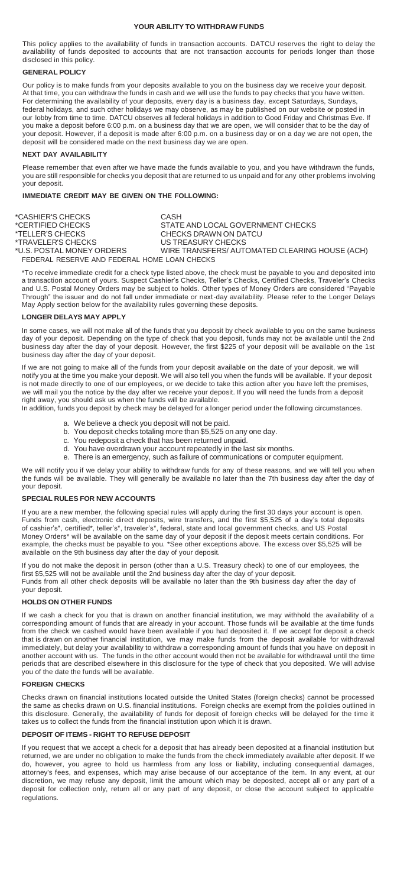## YOUR ABILITY TO WITHDRAW FUNDS

This policy applies to the availability of funds in transaction accounts. DATCU reserves the right to delay the availability of funds deposited to accounts that are not transaction accounts for periods longer than those disclosed in this policy.

### GENERAL POLICY

Our policy is to make funds from your deposits available to you on the business day we receive your deposit. At that time, you can withdraw the funds in cash and we will use the funds to pay checks that you have written. For determining the availability of your deposits, every day is a business day, except Saturdays, Sundays, federal holidays, and such other holidays we may observe, as may be published on our website or posted in our lobby from time to time. DATCU observes all federal holidays in addition to Good Friday and Christmas Eve. If you make a deposit before 6:00 p.m. on a business day that we are open, we will consider that to be the day of your deposit. However, if a deposit is made after 6:00 p.m. on a business day or on a day we are not open, the deposit will be considered made on the next business day we are open.

### NEXT DAY AVAILABILITY

Please remember that even after we have made the funds available to you, and you have withdrawn the funds, you are still responsible for checks you deposit that are returned to us unpaid and for any other problems involving your deposit.

### IMMEDIATE CREDIT MAY BE GIVEN ON THE FOLLOWING:

| | |
|---|---|
| *CASHIER'S CHECKS | CASH |
| *CERTIFIED CHECKS | STATE AND LOCAL GOVERNMENT CHECKS |
| *TELLER'S CHECKS | CHECKS DRAWN ON DATCU |
| *TRAVELER'S CHECKS | US TREASURY CHECKS |
| *U.S. POSTAL MONEY ORDERS | WIRE TRANSFERS/ AUTOMATED CLEARING HOUSE (ACH) |
| FEDERAL RESERVE AND FEDERAL HOME LOAN CHECKS | |

*To receive immediate credit for a check type listed above, the check must be payable to you and deposited into a transaction account of yours. Suspect Cashier's Checks, Teller's Checks, Certified Checks, Traveler's Checks and U.S. Postal Money Orders may be subject to holds. Other types of Money Orders are considered "Payable Through" the issuer and do not fall under immediate or next-day availability. Please refer to the Longer Delays May Apply section below for the availability rules governing these deposits.

### LONGER DELAYS MAY APPLY

In some cases, we will not make all of the funds that you deposit by check available to you on the same business day of your deposit. Depending on the type of check that you deposit, funds may not be available until the 2nd business day after the day of your deposit. However, the first $225 of your deposit will be available on the 1st business day after the day of your deposit.

If we are not going to make all of the funds from your deposit available on the date of your deposit, we will notify you at the time you make your deposit. We will also tell you when the funds will be available. If your deposit is not made directly to one of our employees, or we decide to take this action after you have left the premises, we will mail you the notice by the day after we receive your deposit. If you will need the funds from a deposit right away, you should ask us when the funds will be available.
In addition, funds you deposit by check may be delayed for a longer period under the following circumstances.

a. We believe a check you deposit will not be paid.
b. You deposit checks totaling more than $5,525 on any one day.
c. You redeposit a check that has been returned unpaid.
d. You have overdrawn your account repeatedly in the last six months.
e. There is an emergency, such as failure of communications or computer equipment.

We will notify you if we delay your ability to withdraw funds for any of these reasons, and we will tell you when the funds will be available. They will generally be available no later than the 7th business day after the day of your deposit.

### SPECIAL RULES FOR NEW ACCOUNTS

If you are a new member, the following special rules will apply during the first 30 days your account is open. Funds from cash, electronic direct deposits, wire transfers, and the first $5,525 of a day's total deposits of cashier's*, certified*, teller's*, traveler's*, federal, state and local government checks, and US Postal Money Orders* will be available on the same day of your deposit if the deposit meets certain conditions. For example, the checks must be payable to you. *See other exceptions above. The excess over $5,525 will be available on the 9th business day after the day of your deposit.

If you do not make the deposit in person (other than a U.S. Treasury check) to one of our employees, the first $5,525 will not be available until the 2nd business day after the day of your deposit.
Funds from all other check deposits will be available no later than the 9th business day after the day of your deposit.

### HOLDS ON OTHER FUNDS

If we cash a check for you that is drawn on another financial institution, we may withhold the availability of a corresponding amount of funds that are already in your account. Those funds will be available at the time funds from the check we cashed would have been available if you had deposited it. If we accept for deposit a check that is drawn on another financial institution, we may make funds from the deposit available for withdrawal immediately, but delay your availability to withdraw a corresponding amount of funds that you have on deposit in another account with us. The funds in the other account would then not be available for withdrawal until the time periods that are described elsewhere in this disclosure for the type of check that you deposited. We will advise you of the date the funds will be available.

### FOREIGN CHECKS

Checks drawn on financial institutions located outside the United States (foreign checks) cannot be processed the same as checks drawn on U.S. financial institutions. Foreign checks are exempt from the policies outlined in this disclosure. Generally, the availability of funds for deposit of foreign checks will be delayed for the time it takes us to collect the funds from the financial institution upon which it is drawn.

### DEPOSIT OF ITEMS - RIGHT TO REFUSE DEPOSIT

If you request that we accept a check for a deposit that has already been deposited at a financial institution but returned, we are under no obligation to make the funds from the check immediately available after deposit. If we do, however, you agree to hold us harmless from any loss or liability, including consequential damages, attorney's fees, and expenses, which may arise because of our acceptance of the item. In any event, at our discretion, we may refuse any deposit, limit the amount which may be deposited, accept all or any part of a deposit for collection only, return all or any part of any deposit, or close the account subject to applicable regulations.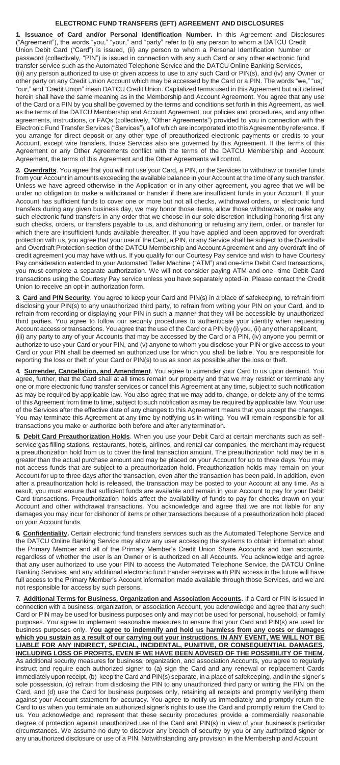# ELECTRONIC FUND TRANSFERS (EFT) AGREEMENT AND DISCLOSURES

**1. Issuance of Card and/or Personal Identification Number.** In this Agreement and Disclosures ("Agreement"), the words "you," "your," and "party" refer to (i) any person to whom a DATCU Credit Union Debit Card ("Card") is issued, (ii) any person to whom a Personal Identification Number or password (collectively, "PIN") is issued in connection with any such Card or any other electronic fund transfer service such as the Automated Telephone Service and the DATCU Online Banking Services, (iii) any person authorized to use or given access to use to any such Card or PIN(s), and (iv) any Owner or other party on any Credit Union Account which may be accessed by the Card or a PIN. The words "we," "us," "our," and "Credit Union" mean DATCU Credit Union. Capitalized terms used in this Agreement but not defined herein shall have the same meaning as in the Membership and Account Agreement. You agree that any use of the Card or a PIN by you shall be governed by the terms and conditions set forth in this Agreement, as well as the terms of the DATCU Membership and Account Agreement, our policies and procedures, and any other agreements, instructions, or FAQs (collectively, "Other Agreements") provided to you in connection with the Electronic Fund Transfer Services ("Services"), all of which are incorporated into this Agreement by reference. If you arrange for direct deposit or any other type of preauthorized electronic payments or credits to your Account, except wire transfers, those Services also are governed by this Agreement. If the terms of this Agreement or any Other Agreements conflict with the terms of the DATCU Membership and Account Agreement, the terms of this Agreement and the Other Agreements will control.

**2. Overdrafts**. You agree that you will not use your Card, a PIN, or the Services to withdraw or transfer funds from your Account in amounts exceeding the available balance in your Account at the time of any such transfer. Unless we have agreed otherwise in the Application or in any other agreement, you agree that we will be under no obligation to make a withdrawal or transfer if there are insufficient funds in your Account. If your Account has sufficient funds to cover one or more but not all checks, withdrawal orders, or electronic fund transfers during any given business day, we may honor those items, allow those withdrawals, or make any such electronic fund transfers in any order that we choose in our sole discretion including honoring first any such checks, orders, or transfers payable to us, and dishonoring or refusing any item, order, or transfer for which there are insufficient funds available thereafter. If you have applied and been approved for overdraft protection with us, you agree that your use of the Card, a PIN, or any Service shall be subject to the Overdrafts and Overdraft Protection section of the DATCU Membership and Account Agreement and any overdraft line of credit agreement you may have with us. If you qualify for our Courtesy Pay service and wish to have Courtesy Pay consideration extended to your Automated Teller Machine ("ATM") and one-time Debit Card transactions, you must complete a separate authorization. We will not consider paying ATM and one- time Debit Card transactions using the Courtesy Pay service unless you have separately opted-in. Please contact the Credit Union to receive an opt-in authorization form.

**3. Card and PIN Security**. You agree to keep your Card and PIN(s) in a place of safekeeping, to refrain from disclosing your PIN(s) to any unauthorized third party, to refrain from writing your PIN on your Card, and to refrain from recording or displaying your PIN in such a manner that they will be accessible by unauthorized third parties. You agree to follow our security procedures to authenticate your identity when requesting Account access or transactions. You agree that the use of the Card or a PIN by (i) you, (ii) any other applicant, (iii) any party to any of your Accounts that may be accessed by the Card or a PIN, (iv) anyone you permit or authorize to use your Card or your PIN, and (v) anyone to whom you disclose your PIN or give access to your Card or your PIN shall be deemed an authorized use for which you shall be liable. You are responsible for reporting the loss or theft of your Card or PIN(s) to us as soon as possible after the loss or theft.

**4. Surrender, Cancellation, and Amendment**. You agree to surrender your Card to us upon demand. You agree, further, that the Card shall at all times remain our property and that we may restrict or terminate any one or more electronic fund transfer services or cancel this Agreement at any time, subject to such notification as may be required by applicable law. You also agree that we may add to, change, or delete any of the terms of this Agreement from time to time, subject to such notification as may be required by applicable law. Your use of the Services after the effective date of any changes to this Agreement means that you accept the changes. You may terminate this Agreement at any time by notifying us in writing. You will remain responsible for all transactions you make or authorize both before and after any termination.

**5. Debit Card Preauthorization Holds**. When you use your Debit Card at certain merchants such as self-service gas filling stations, restaurants, hotels, airlines, and rental car companies, the merchant may request a preauthorization hold from us to cover the final transaction amount. The preauthorization hold may be in a greater than the actual purchase amount and may be placed on your Account for up to three days. You may not access funds that are subject to a preauthorization hold. Preauthorization holds may remain on your Account for up to three days after the transaction, even after the transaction has been paid. In addition, even after a preauthorization hold is released, the transaction may be posted to your Account at any time. As a result, you must ensure that sufficient funds are available and remain in your Account to pay for your Debit Card transactions. Preauthorization holds affect the availability of funds to pay for checks drawn on your Account and other withdrawal transactions. You acknowledge and agree that we are not liable for any damages you may incur for dishonor of items or other transactions because of a preauthorization hold placed on your Account funds.

**6. Confidentiality.** Certain electronic fund transfers services such as the Automated Telephone Service and the DATCU Online Banking Service may allow any user accessing the systems to obtain information about the Primary Member and all of the Primary Member's Credit Union Share Accounts and loan accounts, regardless of whether the user is an Owner or is authorized on all Accounts. You acknowledge and agree that any user authorized to use your PIN to access the Automated Telephone Service, the DATCU Online Banking Services, and any additional electronic fund transfer services with PIN access in the future will have full access to the Primary Member's Account information made available through those Services, and we are not responsible for access by such persons.

**7. Additional Terms for Business, Organization and Association Accounts.** If a Card or PIN is issued in connection with a business, organization, or association Account, you acknowledge and agree that any such Card or PIN may be used for business purposes only and may not be used for personal, household, or family purposes. You agree to implement reasonable measures to ensure that your Card and PIN(s) are used for business purposes only. **You agree to indemnify and hold us harmless from any costs or damages which you sustain as a result of our carrying out your instructions. IN ANY EVENT, WE WILL NOT BE LIABLE FOR ANY INDIRECT, SPECIAL, INCIDENTAL, PUNITIVE, OR CONSEQUENTIAL DAMAGES, INCLUDING LOSS OF PROFITS, EVEN IF WE HAVE BEEN ADVISED OF THE POSSIBILITY OF THEM.** As additional security measures for business, organization, and association Accounts, you agree to regularly instruct and require each authorized signer to (a) sign the Card and any renewal or replacement Cards immediately upon receipt, (b) keep the Card and PIN(s) separate, in a place of safekeeping, and in the signer's sole possession, (c) refrain from disclosing the PIN to any unauthorized third party or writing the PIN on the Card, and (d) use the Card for business purposes only, retaining all receipts and promptly verifying them against your Account statement for accuracy. You agree to notify us immediately and promptly return the Card to us when you terminate an authorized signer's rights to use the Card and promptly return the Card to us. You acknowledge and represent that these security procedures provide a commercially reasonable degree of protection against unauthorized use of the Card and PIN(s) in view of your business's particular circumstances. We assume no duty to discover any breach of security by you or any authorized signer or any unauthorized disclosure or use of a PIN. Notwithstanding any provision in the Membership and Account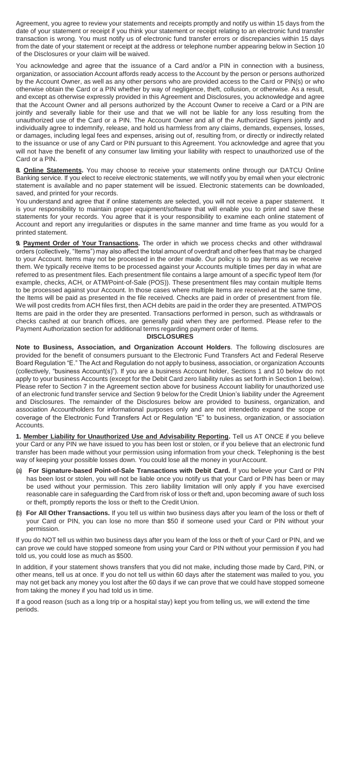Agreement, you agree to review your statements and receipts promptly and notify us within 15 days from the date of your statement or receipt if you think your statement or receipt relating to an electronic fund transfer transaction is wrong. You must notify us of electronic fund transfer errors or discrepancies within 15 days from the date of your statement or receipt at the address or telephone number appearing below in Section 10 of the Disclosures or your claim will be waived.

You acknowledge and agree that the issuance of a Card and/or a PIN in connection with a business, organization, or association Account affords ready access to the Account by the person or persons authorized by the Account Owner, as well as any other persons who are provided access to the Card or PIN(s) or who otherwise obtain the Card or a PIN whether by way of negligence, theft, collusion, or otherwise. As a result, and except as otherwise expressly provided in this Agreement and Disclosures, you acknowledge and agree that the Account Owner and all persons authorized by the Account Owner to receive a Card or a PIN are jointly and severally liable for their use and that we will not be liable for any loss resulting from the unauthorized use of the Card or a PIN. The Account Owner and all of the Authorized Signers jointly and individually agree to indemnify, release, and hold us harmless from any claims, demands, expenses, losses, or damages, including legal fees and expenses, arising out of, resulting from, or directly or indirectly related to the issuance or use of any Card or PIN pursuant to this Agreement. You acknowledge and agree that you will not have the benefit of any consumer law limiting your liability with respect to unauthorized use of the Card or a PIN.

**8. Online Statements.** You may choose to receive your statements online through our DATCU Online Banking service. If you elect to receive electronic statements, we will notify you by email when your electronic statement is available and no paper statement will be issued. Electronic statements can be downloaded, saved, and printed for your records.

You understand and agree that if online statements are selected, you will not receive a paper statement. It is your responsibility to maintain proper equipment/software that will enable you to print and save these statements for your records. You agree that it is your responsibility to examine each online statement of Account and report any irregularities or disputes in the same manner and time frame as you would for a printed statement.

**9. Payment Order of Your Transactions.** The order in which we process checks and other withdrawal orders (collectively, "Items") may also affect the total amount of overdraft and other fees that may be charged to your Account. Items may not be processed in the order made. Our policy is to pay Items as we receive them. We typically receive Items to be processed against your Accounts multiple times per day in what are referred to as presentment files. Each presentment file contains a large amount of a specific typeof Item (for example, checks, ACH, or ATM/Point-of-Sale (POS)). These presentment files may contain multiple Items to be processed against your Account. In those cases where multiple Items are received at the same time, the Items will be paid as presented in the file received. Checks are paid in order of presentment from file. We will post credits from ACH files first, then ACH debits are paid in the order they are presented. ATM/POS Items are paid in the order they are presented. Transactions performed in person, such as withdrawals or checks cashed at our branch offices, are generally paid when they are performed. Please refer to the Payment Authorization section for additional terms regarding payment order of Items.

## DISCLOSURES

**Note to Business, Association, and Organization Account Holders**. The following disclosures are provided for the benefit of consumers pursuant to the Electronic Fund Transfers Act and Federal Reserve Board Regulation "E." The Act and Regulation do not apply to business, association, or organization Accounts (collectively, "business Account(s)"). If you are a business Account holder, Sections 1 and 10 below do not apply to your business Accounts (except for the Debit Card zero liability rules as set forth in Section 1 below). Please refer to Section 7 in the Agreement section above for business Account liability for unauthorized use of an electronic fund transfer service and Section 9 below for the Credit Union's liability under the Agreement and Disclosures. The remainder of the Disclosures below are provided to business, organization, and association Accountholders for informational purposes only and are not intendedto expand the scope or coverage of the Electronic Fund Transfers Act or Regulation "E" to business, organization, or association Accounts.

**1. Member Liability for Unauthorized Use and Advisability Reporting.** Tell us AT ONCE if you believe your Card or any PIN we have issued to you has been lost or stolen, or if you believe that an electronic fund transfer has been made without your permission using information from your check. Telephoning is the best way of keeping your possible losses down. You could lose all the money in yourAccount.

(a) **For Signature-based Point-of-Sale Transactions with Debit Card.** If you believe your Card or PIN has been lost or stolen, you will not be liable once you notify us that your Card or PIN has been or may be used without your permission. This zero liability limitation will only apply if you have exercised reasonable care in safeguarding the Card from risk of loss or theft and, upon becoming aware of such loss or theft, promptly reports the loss or theft to the Credit Union.

(b) **For All Other Transactions.** If you tell us within two business days after you learn of the loss or theft of your Card or PIN, you can lose no more than $50 if someone used your Card or PIN without your permission.

If you do NOT tell us within two business days after you learn of the loss or theft of your Card or PIN, and we can prove we could have stopped someone from using your Card or PIN without your permission if you had told us, you could lose as much as $500.

In addition, if your statement shows transfers that you did not make, including those made by Card, PIN, or other means, tell us at once. If you do not tell us within 60 days after the statement was mailed to you, you may not get back any money you lost after the 60 days if we can prove that we could have stopped someone from taking the money if you had told us in time.

If a good reason (such as a long trip or a hospital stay) kept you from telling us, we will extend the time periods.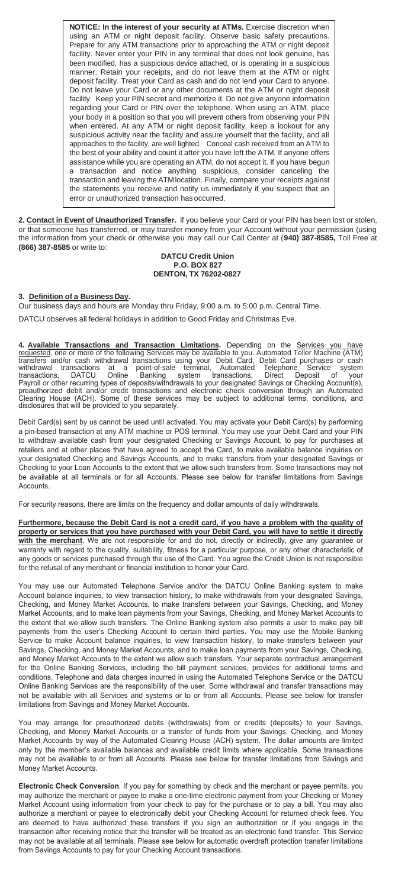> **NOTICE: In the interest of your security at ATMs.** Exercise discretion when using an ATM or night deposit facility. Observe basic safety precautions. Prepare for any ATM transactions prior to approaching the ATM or night deposit facility. Never enter your PIN in any terminal that does not look genuine, has been modified, has a suspicious device attached, or is operating in a suspicious manner. Retain your receipts, and do not leave them at the ATM or night deposit facility. Treat your Card as cash and do not lend your Card to anyone. Do not leave your Card or any other documents at the ATM or night deposit facility. Keep your PIN secret and memorize it. Do not give anyone information regarding your Card or PIN over the telephone. When using an ATM, place your body in a position so that you will prevent others from observing your PIN when entered. At any ATM or night deposit facility, keep a lookout for any suspicious activity near the facility and assure yourself that the facility, and all approaches to the facility, are well lighted. Conceal cash received from an ATM to the best of your ability and count it after you have left the ATM. If anyone offers assistance while you are operating an ATM, do not accept it. If you have begun a transaction and notice anything suspicious, consider canceling the transaction and leaving the ATM location. Finally, compare your receipts against the statements you receive and notify us immediately if you suspect that an error or unauthorized transaction has occurred.

**2. Contact in Event of Unauthorized Transfer.** If you believe your Card or your PIN has been lost or stolen, or that someone has transferred, or may transfer money from your Account without your permission (using the information from your check or otherwise you may call our Call Center at (**940) 387-8585,** Toll Free at **(866) 387-8585** or write to:

**DATCU Credit Union**
**P.O. BOX 827**
**DENTON, TX 76202-0827**

**3. Definition of a Business Day.**

Our business days and hours are Monday thru Friday, 9:00 a.m. to 5:00 p.m. Central Time.

DATCU observes all federal holidays in addition to Good Friday and Christmas Eve.

**4. Available Transactions and Transaction Limitations.** Depending on the Services you have requested, one or more of the following Services may be available to you. Automated Teller Machine (ATM) transfers and/or cash withdrawal transactions using your Debit Card, Debit Card purchases or cash withdrawal transactions at a point-of-sale terminal, Automated Telephone Service system transactions, DATCU Online Banking system transactions, Direct Deposit of your Payroll or other recurring types of deposits/withdrawals to your designated Savings or Checking Account(s), preauthorized debit and/or credit transactions and electronic check conversion through an Automated Clearing House (ACH). Some of these services may be subject to additional terms, conditions, and disclosures that will be provided to you separately.

Debit Card(s) sent by us cannot be used until activated. You may activate your Debit Card(s) by performing a pin-based transaction at any ATM machine or POS terminal. You may use your Debit Card and your PIN to withdraw available cash from your designated Checking or Savings Account, to pay for purchases at retailers and at other places that have agreed to accept the Card, to make available balance inquiries on your designated Checking and Savings Accounts, and to make transfers from your designated Savings or Checking to your Loan Accounts to the extent that we allow such transfers from. Some transactions may not be available at all terminals or for all Accounts. Please see below for transfer limitations from Savings Accounts.

For security reasons, there are limits on the frequency and dollar amounts of daily withdrawals.

**Furthermore, because the Debit Card is not a credit card, if you have a problem with the quality of property or services that you have purchased with your Debit Card, you will have to settle it directly with the merchant**. We are not responsible for and do not, directly or indirectly, give any guarantee or warranty with regard to the quality, suitability, fitness for a particular purpose, or any other characteristic of any goods or services purchased through the use of the Card. You agree the Credit Union is not responsible for the refusal of any merchant or financial institution to honor your Card.

You may use our Automated Telephone Service and/or the DATCU Online Banking system to make Account balance inquiries, to view transaction history, to make withdrawals from your designated Savings, Checking, and Money Market Accounts, to make transfers between your Savings, Checking, and Money Market Accounts, and to make loan payments from your Savings, Checking, and Money Market Accounts to the extent that we allow such transfers. The Online Banking system also permits a user to make pay bill payments from the user's Checking Account to certain third parties. You may use the Mobile Banking Service to make Account balance inquiries, to view transaction history, to make transfers between your Savings, Checking, and Money Market Accounts, and to make loan payments from your Savings, Checking, and Money Market Accounts to the extent we allow such transfers. Your separate contractual arrangement for the Online Banking Services, including the bill payment services, provides for additional terms and conditions. Telephone and data charges incurred in using the Automated Telephone Service or the DATCU Online Banking Services are the responsibility of the user. Some withdrawal and transfer transactions may not be available with all Services and systems or to or from all Accounts. Please see below for transfer limitations from Savings and Money Market Accounts.

You may arrange for preauthorized debits (withdrawals) from or credits (deposits) to your Savings, Checking, and Money Market Accounts or a transfer of funds from your Savings, Checking, and Money Market Accounts by way of the Automated Clearing House (ACH) system. The dollar amounts are limited only by the member's available balances and available credit limits where applicable. Some transactions may not be available to or from all Accounts. Please see below for transfer limitations from Savings and Money Market Accounts.

**Electronic Check Conversion**. If you pay for something by check and the merchant or payee permits, you may authorize the merchant or payee to make a one-time electronic payment from your Checking or Money Market Account using information from your check to pay for the purchase or to pay a bill. You may also authorize a merchant or payee to electronically debit your Checking Account for returned check fees. You are deemed to have authorized these transfers if you sign an authorization or if you engage in the transaction after receiving notice that the transfer will be treated as an electronic fund transfer. This Service may not be available at all terminals. Please see below for automatic overdraft protection transfer limitations from Savings Accounts to pay for your Checking Account transactions.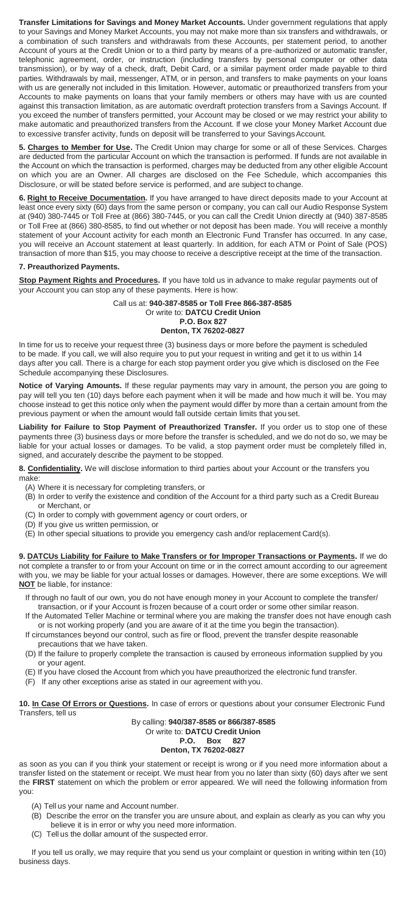**Transfer Limitations for Savings and Money Market Accounts.** Under government regulations that apply to your Savings and Money Market Accounts, you may not make more than six transfers and withdrawals, or a combination of such transfers and withdrawals from these Accounts, per statement period, to another Account of yours at the Credit Union or to a third party by means of a pre-authorized or automatic transfer, telephonic agreement, order, or instruction (including transfers by personal computer or other data transmission), or by way of a check, draft, Debit Card, or a similar payment order made payable to third parties. Withdrawals by mail, messenger, ATM, or in person, and transfers to make payments on your loans with us are generally not included in this limitation. However, automatic or preauthorized transfers from your Accounts to make payments on loans that your family members or others may have with us are counted against this transaction limitation, as are automatic overdraft protection transfers from a Savings Account. If you exceed the number of transfers permitted, your Account may be closed or we may restrict your ability to make automatic and preauthorized transfers from the Account. If we close your Money Market Account due to excessive transfer activity, funds on deposit will be transferred to your Savings Account.

**5. Charges to Member for Use.** The Credit Union may charge for some or all of these Services. Charges are deducted from the particular Account on which the transaction is performed. If funds are not available in the Account on which the transaction is performed, charges may be deducted from any other eligible Account on which you are an Owner. All charges are disclosed on the Fee Schedule, which accompanies this Disclosure, or will be stated before service is performed, and are subject to change.

**6. Right to Receive Documentation.** If you have arranged to have direct deposits made to your Account at least once every sixty (60) days from the same person or company, you can call our Audio Response System at (940) 380-7445 or Toll Free at (866) 380-7445, or you can call the Credit Union directly at (940) 387-8585 or Toll Free at (866) 380-8585, to find out whether or not deposit has been made. You will receive a monthly statement of your Account activity for each month an Electronic Fund Transfer has occurred. In any case, you will receive an Account statement at least quarterly. In addition, for each ATM or Point of Sale (POS) transaction of more than $15, you may choose to receive a descriptive receipt at the time of the transaction.

**7. Preauthorized Payments.**

**Stop Payment Rights and Procedures.** If you have told us in advance to make regular payments out of your Account you can stop any of these payments. Here is how:

Call us at: **940-387-8585 or Toll Free 866-387-8585**
Or write to: **DATCU Credit Union**
**P.O. Box 827**
**Denton, TX 76202-0827**

In time for us to receive your request three (3) business days or more before the payment is scheduled to be made. If you call, we will also require you to put your request in writing and get it to us within 14 days after you call. There is a charge for each stop payment order you give which is disclosed on the Fee Schedule accompanying these Disclosures.

**Notice of Varying Amounts.** If these regular payments may vary in amount, the person you are going to pay will tell you ten (10) days before each payment when it will be made and how much it will be. You may choose instead to get this notice only when the payment would differ by more than a certain amount from the previous payment or when the amount would fall outside certain limits that you set.

**Liability for Failure to Stop Payment of Preauthorized Transfer.** If you order us to stop one of these payments three (3) business days or more before the transfer is scheduled, and we do not do so, we may be liable for your actual losses or damages. To be valid, a stop payment order must be completely filled in, signed, and accurately describe the payment to be stopped.

**8. Confidentiality.** We will disclose information to third parties about your Account or the transfers you make:

- (A) Where it is necessary for completing transfers, or
- (B) In order to verify the existence and condition of the Account for a third party such as a Credit Bureau or Merchant, or
- (C) In order to comply with government agency or court orders, or
- (D) If you give us written permission, or
- (E) In other special situations to provide you emergency cash and/or replacement Card(s).

**9. DATCUs Liability for Failure to Make Transfers or for Improper Transactions or Payments.** If we do not complete a transfer to or from your Account on time or in the correct amount according to our agreement with you, we may be liable for your actual losses or damages. However, there are some exceptions. We will **NOT** be liable, for instance:

- If through no fault of our own, you do not have enough money in your Account to complete the transfer/ transaction, or if your Account is frozen because of a court order or some other similar reason.
- If the Automated Teller Machine or terminal where you are making the transfer does not have enough cash or is not working properly (and you are aware of it at the time you begin the transaction).
- If circumstances beyond our control, such as fire or flood, prevent the transfer despite reasonable precautions that we have taken.
- (D) If the failure to properly complete the transaction is caused by erroneous information supplied by you or your agent.
- (E) If you have closed the Account from which you have preauthorized the electronic fund transfer.
- (F) If any other exceptions arise as stated in our agreement with you.

**10. In Case Of Errors or Questions.** In case of errors or questions about your consumer Electronic Fund Transfers, tell us

By calling: **940/387-8585 or 866/387-8585**
Or write to: **DATCU Credit Union**
**P.O. Box 827**
**Denton, TX 76202-0827**

as soon as you can if you think your statement or receipt is wrong or if you need more information about a transfer listed on the statement or receipt. We must hear from you no later than sixty (60) days after we sent the **FIRST** statement on which the problem or error appeared. We will need the following information from you:

- (A) Tell us your name and Account number.
- (B) Describe the error on the transfer you are unsure about, and explain as clearly as you can why you believe it is in error or why you need more information.
- (C) Tell us the dollar amount of the suspected error.

If you tell us orally, we may require that you send us your complaint or question in writing within ten (10) business days.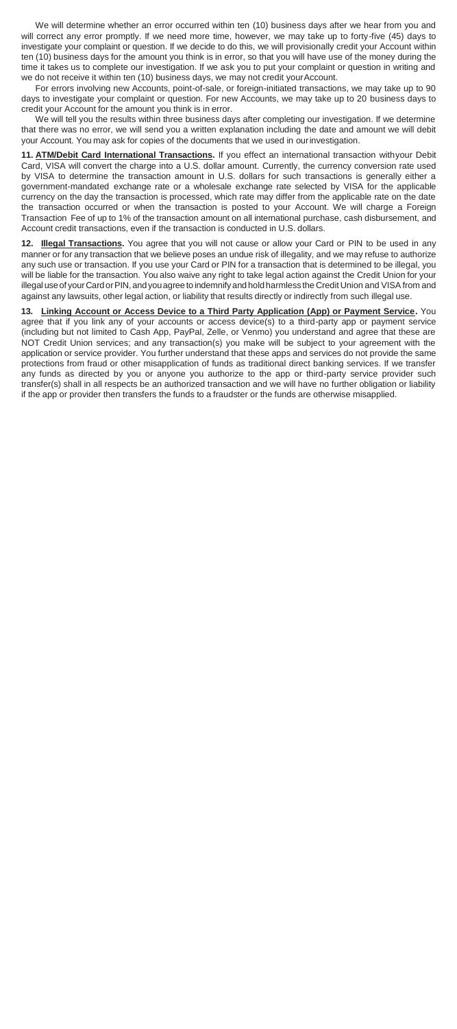We will determine whether an error occurred within ten (10) business days after we hear from you and will correct any error promptly. If we need more time, however, we may take up to forty-five (45) days to investigate your complaint or question. If we decide to do this, we will provisionally credit your Account within ten (10) business days for the amount you think is in error, so that you will have use of the money during the time it takes us to complete our investigation. If we ask you to put your complaint or question in writing and we do not receive it within ten (10) business days, we may not credit your Account.

For errors involving new Accounts, point-of-sale, or foreign-initiated transactions, we may take up to 90 days to investigate your complaint or question. For new Accounts, we may take up to 20 business days to credit your Account for the amount you think is in error.

We will tell you the results within three business days after completing our investigation. If we determine that there was no error, we will send you a written explanation including the date and amount we will debit your Account. You may ask for copies of the documents that we used in our investigation.

**11. ATM/Debit Card International Transactions.** If you effect an international transaction with your Debit Card, VISA will convert the charge into a U.S. dollar amount. Currently, the currency conversion rate used by VISA to determine the transaction amount in U.S. dollars for such transactions is generally either a government-mandated exchange rate or a wholesale exchange rate selected by VISA for the applicable currency on the day the transaction is processed, which rate may differ from the applicable rate on the date the transaction occurred or when the transaction is posted to your Account. We will charge a Foreign Transaction Fee of up to 1% of the transaction amount on all international purchase, cash disbursement, and Account credit transactions, even if the transaction is conducted in U.S. dollars.

**12. Illegal Transactions.** You agree that you will not cause or allow your Card or PIN to be used in any manner or for any transaction that we believe poses an undue risk of illegality, and we may refuse to authorize any such use or transaction. If you use your Card or PIN for a transaction that is determined to be illegal, you will be liable for the transaction. You also waive any right to take legal action against the Credit Union for your illegal use of your Card or PIN, and you agree to indemnify and hold harmless the Credit Union and VISA from and against any lawsuits, other legal action, or liability that results directly or indirectly from such illegal use.

**13. Linking Account or Access Device to a Third Party Application (App) or Payment Service.** You agree that if you link any of your accounts or access device(s) to a third-party app or payment service (including but not limited to Cash App, PayPal, Zelle, or Venmo) you understand and agree that these are NOT Credit Union services; and any transaction(s) you make will be subject to your agreement with the application or service provider. You further understand that these apps and services do not provide the same protections from fraud or other misapplication of funds as traditional direct banking services. If we transfer any funds as directed by you or anyone you authorize to the app or third-party service provider such transfer(s) shall in all respects be an authorized transaction and we will have no further obligation or liability if the app or provider then transfers the funds to a fraudster or the funds are otherwise misapplied.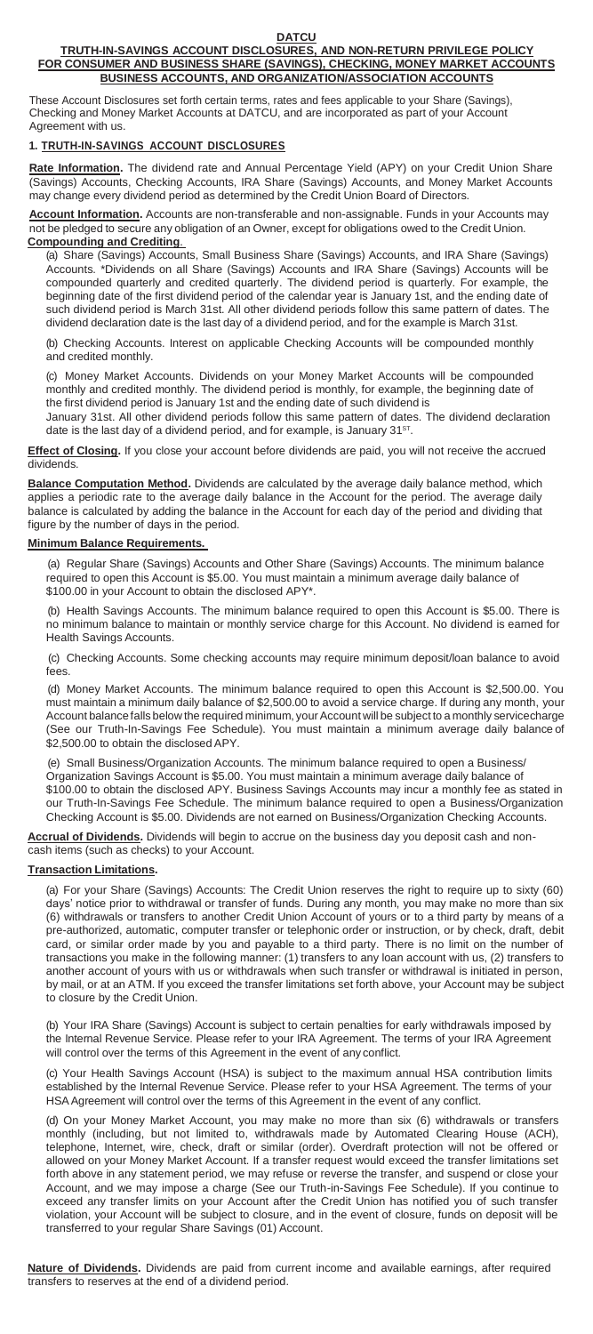**DATCU**

**TRUTH-IN-SAVINGS ACCOUNT DISCLOSURES, AND NON-RETURN PRIVILEGE POLICY FOR CONSUMER AND BUSINESS SHARE (SAVINGS), CHECKING, MONEY MARKET ACCOUNTS BUSINESS ACCOUNTS, AND ORGANIZATION/ASSOCIATION ACCOUNTS**

These Account Disclosures set forth certain terms, rates and fees applicable to your Share (Savings), Checking and Money Market Accounts at DATCU, and are incorporated as part of your Account Agreement with us.

## 1. TRUTH-IN-SAVINGS ACCOUNT DISCLOSURES

**Rate Information.** The dividend rate and Annual Percentage Yield (APY) on your Credit Union Share (Savings) Accounts, Checking Accounts, IRA Share (Savings) Accounts, and Money Market Accounts may change every dividend period as determined by the Credit Union Board of Directors.

**Account Information.** Accounts are non-transferable and non-assignable. Funds in your Accounts may not be pledged to secure any obligation of an Owner, except for obligations owed to the Credit Union.

**Compounding and Crediting.**

(a) Share (Savings) Accounts, Small Business Share (Savings) Accounts, and IRA Share (Savings) Accounts. *Dividends on all Share (Savings) Accounts and IRA Share (Savings) Accounts will be compounded quarterly and credited quarterly. The dividend period is quarterly. For example, the beginning date of the first dividend period of the calendar year is January 1st, and the ending date of such dividend period is March 31st. All other dividend periods follow this same pattern of dates. The dividend declaration date is the last day of a dividend period, and for the example is March 31st.

(b) Checking Accounts. Interest on applicable Checking Accounts will be compounded monthly and credited monthly.

(c) Money Market Accounts. Dividends on your Money Market Accounts will be compounded monthly and credited monthly. The dividend period is monthly, for example, the beginning date of the first dividend period is January 1st and the ending date of such dividend is January 31st. All other dividend periods follow this same pattern of dates. The dividend declaration date is the last day of a dividend period, and for example, is January 31ST.

**Effect of Closing.** If you close your account before dividends are paid, you will not receive the accrued dividends.

**Balance Computation Method.** Dividends are calculated by the average daily balance method, which applies a periodic rate to the average daily balance in the Account for the period. The average daily balance is calculated by adding the balance in the Account for each day of the period and dividing that figure by the number of days in the period.

**Minimum Balance Requirements.**

(a) Regular Share (Savings) Accounts and Other Share (Savings) Accounts. The minimum balance required to open this Account is $5.00. You must maintain a minimum average daily balance of $100.00 in your Account to obtain the disclosed APY*.

(b) Health Savings Accounts. The minimum balance required to open this Account is $5.00. There is no minimum balance to maintain or monthly service charge for this Account. No dividend is earned for Health Savings Accounts.

(c) Checking Accounts. Some checking accounts may require minimum deposit/loan balance to avoid fees.

(d) Money Market Accounts. The minimum balance required to open this Account is $2,500.00. You must maintain a minimum daily balance of $2,500.00 to avoid a service charge. If during any month, your Account balance falls below the required minimum, your Account will be subject to a monthly service charge (See our Truth-In-Savings Fee Schedule). You must maintain a minimum average daily balance of $2,500.00 to obtain the disclosed APY.

(e) Small Business/Organization Accounts. The minimum balance required to open a Business/ Organization Savings Account is $5.00. You must maintain a minimum average daily balance of $100.00 to obtain the disclosed APY. Business Savings Accounts may incur a monthly fee as stated in our Truth-In-Savings Fee Schedule. The minimum balance required to open a Business/Organization Checking Account is $5.00. Dividends are not earned on Business/Organization Checking Accounts.

**Accrual of Dividends.** Dividends will begin to accrue on the business day you deposit cash and non-cash items (such as checks) to your Account.

**Transaction Limitations.**

(a) For your Share (Savings) Accounts: The Credit Union reserves the right to require up to sixty (60) days' notice prior to withdrawal or transfer of funds. During any month, you may make no more than six (6) withdrawals or transfers to another Credit Union Account of yours or to a third party by means of a pre-authorized, automatic, computer transfer or telephonic order or instruction, or by check, draft, debit card, or similar order made by you and payable to a third party. There is no limit on the number of transactions you make in the following manner: (1) transfers to any loan account with us, (2) transfers to another account of yours with us or withdrawals when such transfer or withdrawal is initiated in person, by mail, or at an ATM. If you exceed the transfer limitations set forth above, your Account may be subject to closure by the Credit Union.

(b) Your IRA Share (Savings) Account is subject to certain penalties for early withdrawals imposed by the Internal Revenue Service. Please refer to your IRA Agreement. The terms of your IRA Agreement will control over the terms of this Agreement in the event of any conflict.

(c) Your Health Savings Account (HSA) is subject to the maximum annual HSA contribution limits established by the Internal Revenue Service. Please refer to your HSA Agreement. The terms of your HSA Agreement will control over the terms of this Agreement in the event of any conflict.

(d) On your Money Market Account, you may make no more than six (6) withdrawals or transfers monthly (including, but not limited to, withdrawals made by Automated Clearing House (ACH), telephone, Internet, wire, check, draft or similar (order). Overdraft protection will not be offered or allowed on your Money Market Account. If a transfer request would exceed the transfer limitations set forth above in any statement period, we may refuse or reverse the transfer, and suspend or close your Account, and we may impose a charge (See our Truth-in-Savings Fee Schedule). If you continue to exceed any transfer limits on your Account after the Credit Union has notified you of such transfer violation, your Account will be subject to closure, and in the event of closure, funds on deposit will be transferred to your regular Share Savings (01) Account.

**Nature of Dividends.** Dividends are paid from current income and available earnings, after required transfers to reserves at the end of a dividend period.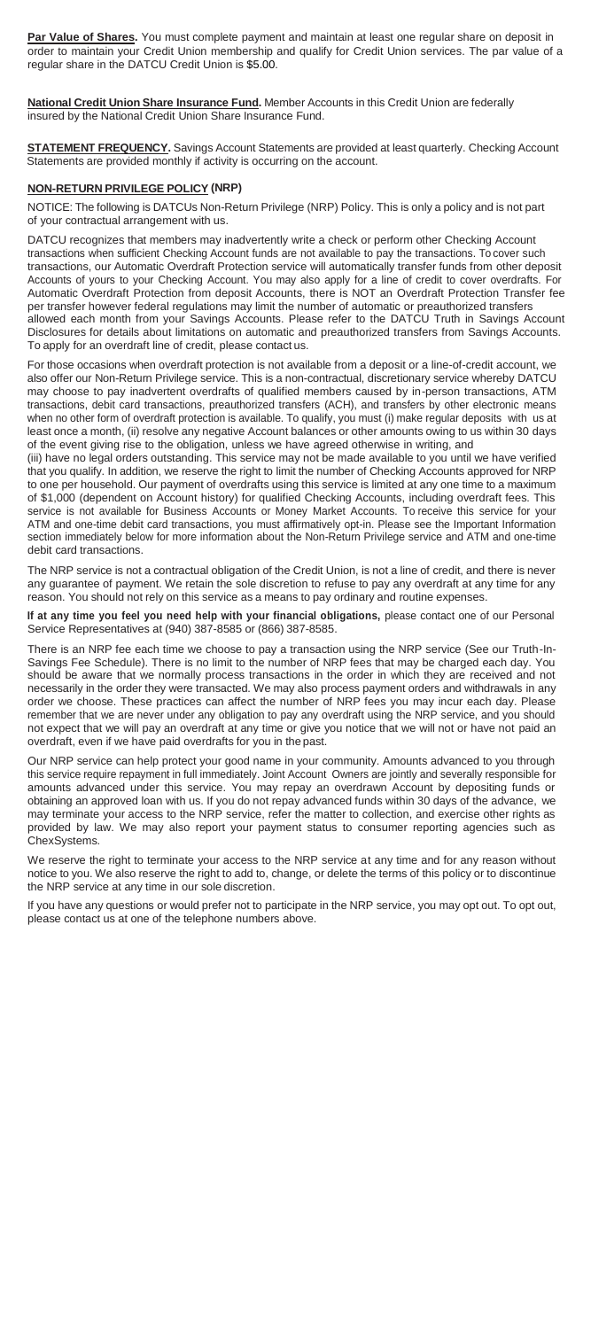**Par Value of Shares.** You must complete payment and maintain at least one regular share on deposit in order to maintain your Credit Union membership and qualify for Credit Union services. The par value of a regular share in the DATCU Credit Union is $5.00.

**National Credit Union Share Insurance Fund.** Member Accounts in this Credit Union are federally insured by the National Credit Union Share Insurance Fund.

**STATEMENT FREQUENCY.** Savings Account Statements are provided at least quarterly. Checking Account Statements are provided monthly if activity is occurring on the account.

**NON-RETURN PRIVILEGE POLICY (NRP)**

NOTICE: The following is DATCUs Non-Return Privilege (NRP) Policy. This is only a policy and is not part of your contractual arrangement with us.

DATCU recognizes that members may inadvertently write a check or perform other Checking Account transactions when sufficient Checking Account funds are not available to pay the transactions. To cover such transactions, our Automatic Overdraft Protection service will automatically transfer funds from other deposit Accounts of yours to your Checking Account. You may also apply for a line of credit to cover overdrafts. For Automatic Overdraft Protection from deposit Accounts, there is NOT an Overdraft Protection Transfer fee per transfer however federal regulations may limit the number of automatic or preauthorized transfers allowed each month from your Savings Accounts. Please refer to the DATCU Truth in Savings Account Disclosures for details about limitations on automatic and preauthorized transfers from Savings Accounts. To apply for an overdraft line of credit, please contact us.

For those occasions when overdraft protection is not available from a deposit or a line-of-credit account, we also offer our Non-Return Privilege service. This is a non-contractual, discretionary service whereby DATCU may choose to pay inadvertent overdrafts of qualified members caused by in-person transactions, ATM transactions, debit card transactions, preauthorized transfers (ACH), and transfers by other electronic means when no other form of overdraft protection is available. To qualify, you must (i) make regular deposits with us at least once a month, (ii) resolve any negative Account balances or other amounts owing to us within 30 days of the event giving rise to the obligation, unless we have agreed otherwise in writing, and (iii) have no legal orders outstanding. This service may not be made available to you until we have verified that you qualify. In addition, we reserve the right to limit the number of Checking Accounts approved for NRP to one per household. Our payment of overdrafts using this service is limited at any one time to a maximum of $1,000 (dependent on Account history) for qualified Checking Accounts, including overdraft fees. This service is not available for Business Accounts or Money Market Accounts. To receive this service for your ATM and one-time debit card transactions, you must affirmatively opt-in. Please see the Important Information section immediately below for more information about the Non-Return Privilege service and ATM and one-time debit card transactions.

The NRP service is not a contractual obligation of the Credit Union, is not a line of credit, and there is never any guarantee of payment. We retain the sole discretion to refuse to pay any overdraft at any time for any reason. You should not rely on this service as a means to pay ordinary and routine expenses.

**If at any time you feel you need help with your financial obligations,** please contact one of our Personal Service Representatives at (940) 387-8585 or (866) 387-8585.

There is an NRP fee each time we choose to pay a transaction using the NRP service (See our Truth-In-Savings Fee Schedule). There is no limit to the number of NRP fees that may be charged each day. You should be aware that we normally process transactions in the order in which they are received and not necessarily in the order they were transacted. We may also process payment orders and withdrawals in any order we choose. These practices can affect the number of NRP fees you may incur each day. Please remember that we are never under any obligation to pay any overdraft using the NRP service, and you should not expect that we will pay an overdraft at any time or give you notice that we will not or have not paid an overdraft, even if we have paid overdrafts for you in the past.

Our NRP service can help protect your good name in your community. Amounts advanced to you through this service require repayment in full immediately. Joint Account Owners are jointly and severally responsible for amounts advanced under this service. You may repay an overdrawn Account by depositing funds or obtaining an approved loan with us. If you do not repay advanced funds within 30 days of the advance, we may terminate your access to the NRP service, refer the matter to collection, and exercise other rights as provided by law. We may also report your payment status to consumer reporting agencies such as ChexSystems.

We reserve the right to terminate your access to the NRP service at any time and for any reason without notice to you. We also reserve the right to add to, change, or delete the terms of this policy or to discontinue the NRP service at any time in our sole discretion.

If you have any questions or would prefer not to participate in the NRP service, you may opt out. To opt out, please contact us at one of the telephone numbers above.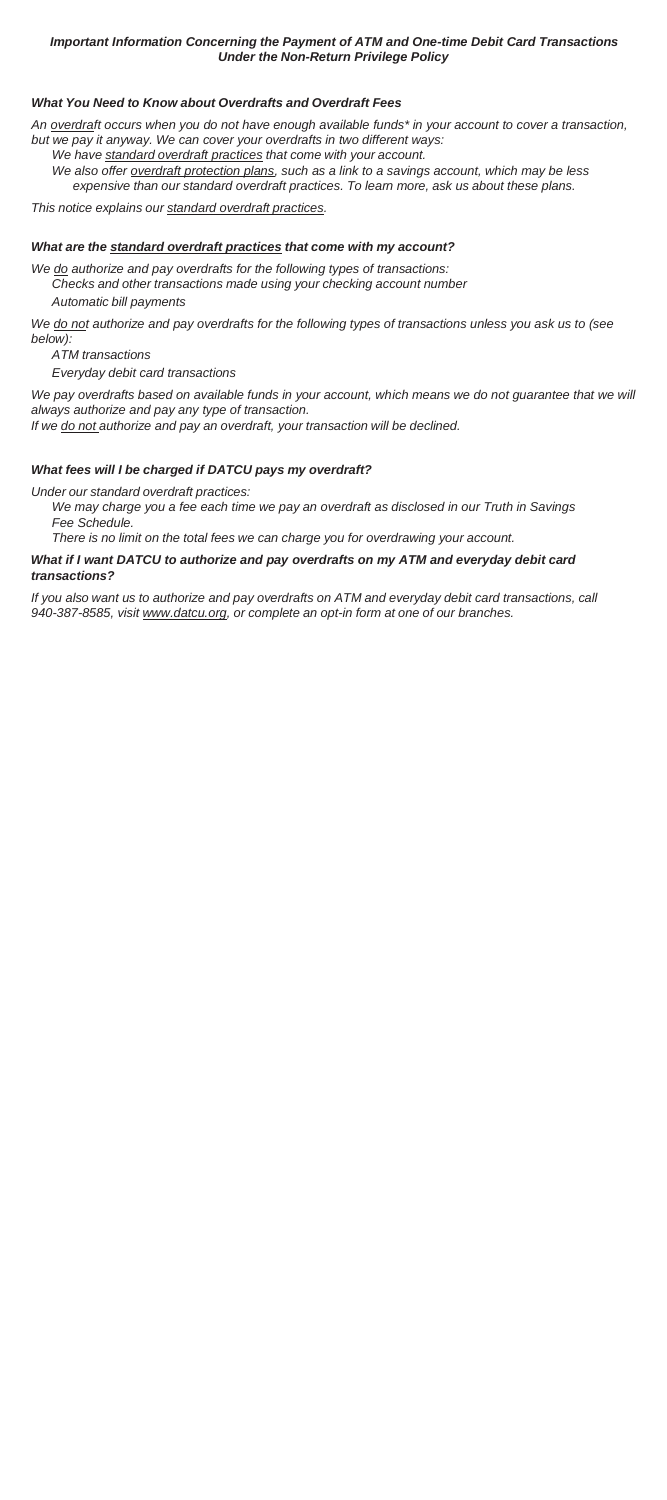***Important Information Concerning the Payment of ATM and One-time Debit Card Transactions Under the Non-Return Privilege Policy***

### *What You Need to Know about Overdrafts and Overdraft Fees*

*An overdraft occurs when you do not have enough available funds* in your account to cover a transaction, but we pay it anyway. We can cover your overdrafts in two different ways:*

- *We have standard overdraft practices that come with your account.*
- *We also offer overdraft protection plans, such as a link to a savings account, which may be less expensive than our standard overdraft practices. To learn more, ask us about these plans.*

*This notice explains our standard overdraft practices.*

### *What are the standard overdraft practices that come with my account?*

*We do authorize and pay overdrafts for the following types of transactions:*

- *Checks and other transactions made using your checking account number*
- *Automatic bill payments*

*We do not authorize and pay overdrafts for the following types of transactions unless you ask us to (see below):*

- *ATM transactions*
- *Everyday debit card transactions*

*We pay overdrafts based on available funds in your account, which means we do not guarantee that we will always authorize and pay any type of transaction.*
*If we do not authorize and pay an overdraft, your transaction will be declined.*

### *What fees will I be charged if DATCU pays my overdraft?*

*Under our standard overdraft practices:*

- *We may charge you a fee each time we pay an overdraft as disclosed in our Truth in Savings Fee Schedule.*
- *There is no limit on the total fees we can charge you for overdrawing your account.*

### *What if I want DATCU to authorize and pay overdrafts on my ATM and everyday debit card transactions?*

*If you also want us to authorize and pay overdrafts on ATM and everyday debit card transactions, call 940-387-8585, visit www.datcu.org, or complete an opt-in form at one of our branches.*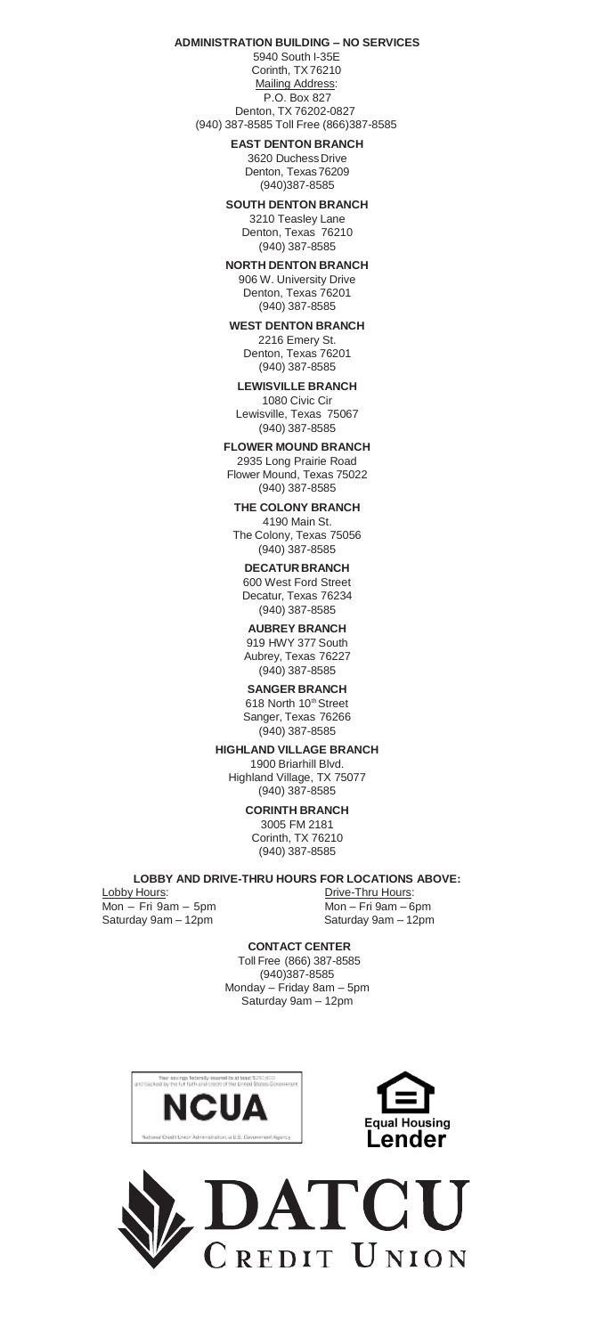**ADMINISTRATION BUILDING – NO SERVICES**
5940 South I-35E
Corinth, TX 76210
Mailing Address:
P.O. Box 827
Denton, TX 76202-0827
(940) 387-8585 Toll Free (866)387-8585

**EAST DENTON BRANCH**
3620 Duchess Drive
Denton, Texas 76209
(940)387-8585

**SOUTH DENTON BRANCH**
3210 Teasley Lane
Denton, Texas 76210
(940) 387-8585

**NORTH DENTON BRANCH**
906 W. University Drive
Denton, Texas 76201
(940) 387-8585

**WEST DENTON BRANCH**
2216 Emery St.
Denton, Texas 76201
(940) 387-8585

**LEWISVILLE BRANCH**
1080 Civic Cir
Lewisville, Texas 75067
(940) 387-8585

**FLOWER MOUND BRANCH**
2935 Long Prairie Road
Flower Mound, Texas 75022
(940) 387-8585

**THE COLONY BRANCH**
4190 Main St.
The Colony, Texas 75056
(940) 387-8585

**DECATUR BRANCH**
600 West Ford Street
Decatur, Texas 76234
(940) 387-8585

**AUBREY BRANCH**
919 HWY 377 South
Aubrey, Texas 76227
(940) 387-8585

**SANGER BRANCH**
618 North 10th Street
Sanger, Texas 76266
(940) 387-8585

**HIGHLAND VILLAGE BRANCH**
1900 Briarhill Blvd.
Highland Village, TX 75077
(940) 387-8585

**CORINTH BRANCH**
3005 FM 2181
Corinth, TX 76210
(940) 387-8585

**LOBBY AND DRIVE-THRU HOURS FOR LOCATIONS ABOVE:**

Lobby Hours:
Mon – Fri 9am – 5pm
Saturday 9am – 12pm

Drive-Thru Hours:
Mon – Fri 9am – 6pm
Saturday 9am – 12pm

**CONTACT CENTER**
Toll Free (866) 387-8585
(940)387-8585
Monday – Friday 8am – 5pm
Saturday 9am – 12pm

Your savings federally insured to at least $250,000 and backed by the full faith and credit of the United States Government

NCUA

National Credit Union Administration, a U.S. Government Agency

Equal Housing Lender

DATCU CREDIT UNION